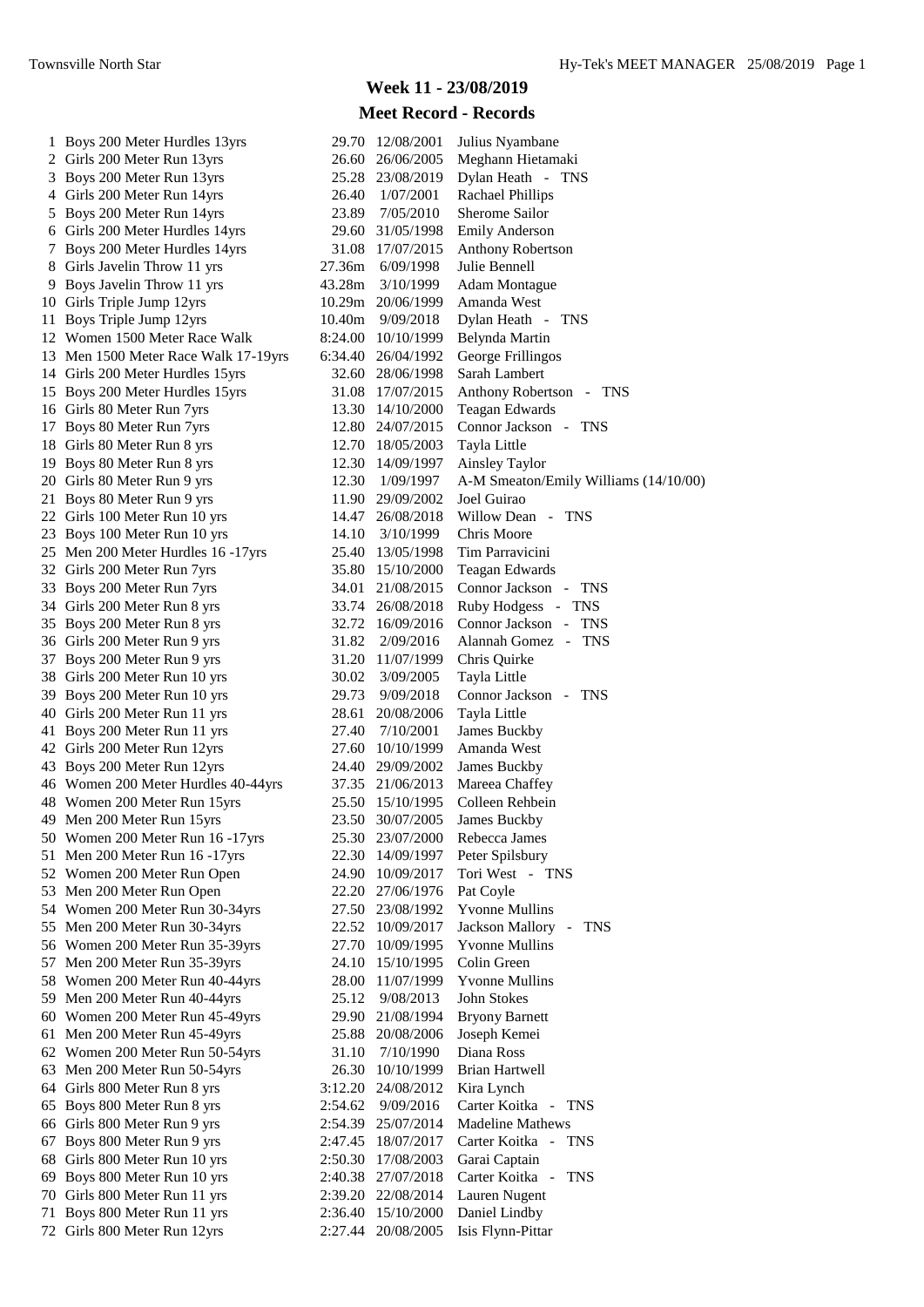## Week 11 - 23/08/2019

## Meet Record - Records

| # | Event | Record | Date | Name |
|---|---|---|---|---|
| 1 | Boys 200 Meter Hurdles 13yrs | 29.70 | 12/08/2001 | Julius Nyambane |
| 2 | Girls 200 Meter Run 13yrs | 26.60 | 26/06/2005 | Meghann Hietamaki |
| 3 | Boys 200 Meter Run 13yrs | 25.28 | 23/08/2019 | Dylan Heath - TNS |
| 4 | Girls 200 Meter Run 14yrs | 26.40 | 1/07/2001 | Rachael Phillips |
| 5 | Boys 200 Meter Run 14yrs | 23.89 | 7/05/2010 | Sherome Sailor |
| 6 | Girls 200 Meter Hurdles 14yrs | 29.60 | 31/05/1998 | Emily Anderson |
| 7 | Boys 200 Meter Hurdles 14yrs | 31.08 | 17/07/2015 | Anthony Robertson |
| 8 | Girls Javelin Throw 11 yrs | 27.36m | 6/09/1998 | Julie Bennell |
| 9 | Boys Javelin Throw 11 yrs | 43.28m | 3/10/1999 | Adam Montague |
| 10 | Girls Triple Jump 12yrs | 10.29m | 20/06/1999 | Amanda West |
| 11 | Boys Triple Jump 12yrs | 10.40m | 9/09/2018 | Dylan Heath - TNS |
| 12 | Women 1500 Meter Race Walk | 8:24.00 | 10/10/1999 | Belynda Martin |
| 13 | Men 1500 Meter Race Walk 17-19yrs | 6:34.40 | 26/04/1992 | George Frillingos |
| 14 | Girls 200 Meter Hurdles 15yrs | 32.60 | 28/06/1998 | Sarah Lambert |
| 15 | Boys 200 Meter Hurdles 15yrs | 31.08 | 17/07/2015 | Anthony Robertson - TNS |
| 16 | Girls 80 Meter Run 7yrs | 13.30 | 14/10/2000 | Teagan Edwards |
| 17 | Boys 80 Meter Run 7yrs | 12.80 | 24/07/2015 | Connor Jackson - TNS |
| 18 | Girls 80 Meter Run 8 yrs | 12.70 | 18/05/2003 | Tayla Little |
| 19 | Boys 80 Meter Run 8 yrs | 12.30 | 14/09/1997 | Ainsley Taylor |
| 20 | Girls 80 Meter Run 9 yrs | 12.30 | 1/09/1997 | A-M Smeaton/Emily Williams (14/10/00) |
| 21 | Boys 80 Meter Run 9 yrs | 11.90 | 29/09/2002 | Joel Guirao |
| 22 | Girls 100 Meter Run 10 yrs | 14.47 | 26/08/2018 | Willow Dean - TNS |
| 23 | Boys 100 Meter Run 10 yrs | 14.10 | 3/10/1999 | Chris Moore |
| 25 | Men 200 Meter Hurdles 16 -17yrs | 25.40 | 13/05/1998 | Tim Parravicini |
| 32 | Girls 200 Meter Run 7yrs | 35.80 | 15/10/2000 | Teagan Edwards |
| 33 | Boys 200 Meter Run 7yrs | 34.01 | 21/08/2015 | Connor Jackson - TNS |
| 34 | Girls 200 Meter Run 8 yrs | 33.74 | 26/08/2018 | Ruby Hodgess - TNS |
| 35 | Boys 200 Meter Run 8 yrs | 32.72 | 16/09/2016 | Connor Jackson - TNS |
| 36 | Girls 200 Meter Run 9 yrs | 31.82 | 2/09/2016 | Alannah Gomez - TNS |
| 37 | Boys 200 Meter Run 9 yrs | 31.20 | 11/07/1999 | Chris Quirke |
| 38 | Girls 200 Meter Run 10 yrs | 30.02 | 3/09/2005 | Tayla Little |
| 39 | Boys 200 Meter Run 10 yrs | 29.73 | 9/09/2018 | Connor Jackson - TNS |
| 40 | Girls 200 Meter Run 11 yrs | 28.61 | 20/08/2006 | Tayla Little |
| 41 | Boys 200 Meter Run 11 yrs | 27.40 | 7/10/2001 | James Buckby |
| 42 | Girls 200 Meter Run 12yrs | 27.60 | 10/10/1999 | Amanda West |
| 43 | Boys 200 Meter Run 12yrs | 24.40 | 29/09/2002 | James Buckby |
| 46 | Women 200 Meter Hurdles 40-44yrs | 37.35 | 21/06/2013 | Mareea Chaffey |
| 48 | Women 200 Meter Run 15yrs | 25.50 | 15/10/1995 | Colleen Rehbein |
| 49 | Men 200 Meter Run 15yrs | 23.50 | 30/07/2005 | James Buckby |
| 50 | Women 200 Meter Run 16 -17yrs | 25.30 | 23/07/2000 | Rebecca James |
| 51 | Men 200 Meter Run 16 -17yrs | 22.30 | 14/09/1997 | Peter Spilsbury |
| 52 | Women 200 Meter Run Open | 24.90 | 10/09/2017 | Tori West - TNS |
| 53 | Men 200 Meter Run Open | 22.20 | 27/06/1976 | Pat Coyle |
| 54 | Women 200 Meter Run 30-34yrs | 27.50 | 23/08/1992 | Yvonne Mullins |
| 55 | Men 200 Meter Run 30-34yrs | 22.52 | 10/09/2017 | Jackson Mallory - TNS |
| 56 | Women 200 Meter Run 35-39yrs | 27.70 | 10/09/1995 | Yvonne Mullins |
| 57 | Men 200 Meter Run 35-39yrs | 24.10 | 15/10/1995 | Colin Green |
| 58 | Women 200 Meter Run 40-44yrs | 28.00 | 11/07/1999 | Yvonne Mullins |
| 59 | Men 200 Meter Run 40-44yrs | 25.12 | 9/08/2013 | John Stokes |
| 60 | Women 200 Meter Run 45-49yrs | 29.90 | 21/08/1994 | Bryony Barnett |
| 61 | Men 200 Meter Run 45-49yrs | 25.88 | 20/08/2006 | Joseph Kemei |
| 62 | Women 200 Meter Run 50-54yrs | 31.10 | 7/10/1990 | Diana Ross |
| 63 | Men 200 Meter Run 50-54yrs | 26.30 | 10/10/1999 | Brian Hartwell |
| 64 | Girls 800 Meter Run 8 yrs | 3:12.20 | 24/08/2012 | Kira Lynch |
| 65 | Boys 800 Meter Run 8 yrs | 2:54.62 | 9/09/2016 | Carter Koitka - TNS |
| 66 | Girls 800 Meter Run 9 yrs | 2:54.39 | 25/07/2014 | Madeline Mathews |
| 67 | Boys 800 Meter Run 9 yrs | 2:47.45 | 18/07/2017 | Carter Koitka - TNS |
| 68 | Girls 800 Meter Run 10 yrs | 2:50.30 | 17/08/2003 | Garai Captain |
| 69 | Boys 800 Meter Run 10 yrs | 2:40.38 | 27/07/2018 | Carter Koitka - TNS |
| 70 | Girls 800 Meter Run 11 yrs | 2:39.20 | 22/08/2014 | Lauren Nugent |
| 71 | Boys 800 Meter Run 11 yrs | 2:36.40 | 15/10/2000 | Daniel Lindby |
| 72 | Girls 800 Meter Run 12yrs | 2:27.44 | 20/08/2005 | Isis Flynn-Pittar |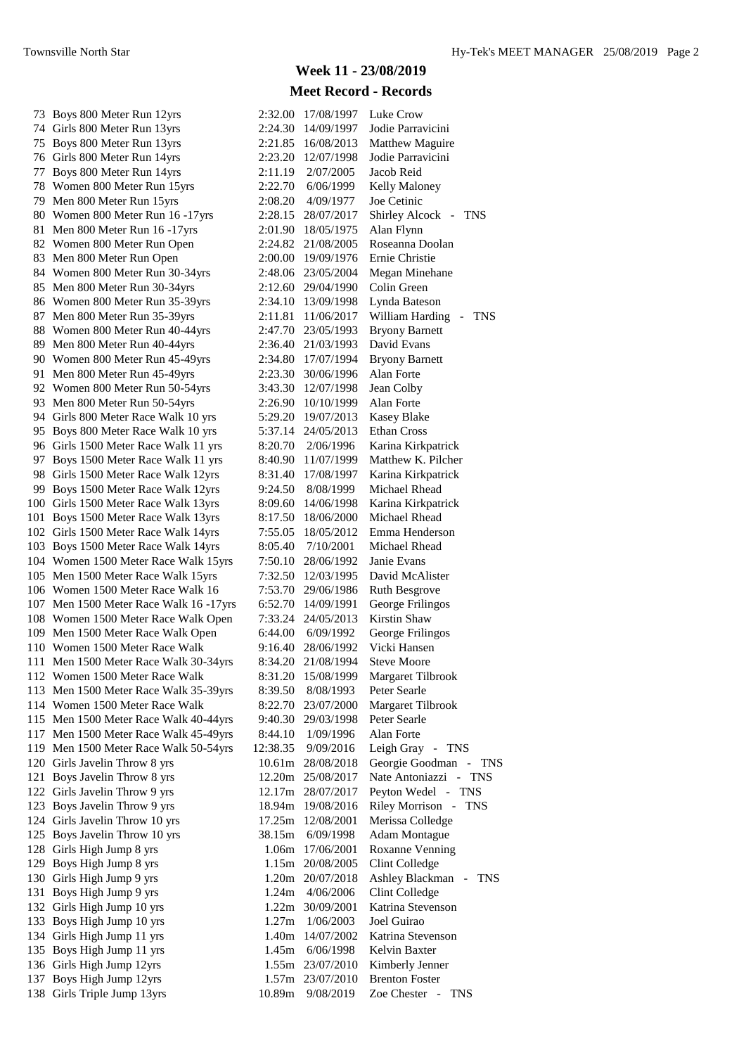## Week 11 - 23/08/2019

## Meet Record - Records

| # | Event | Mark | Date | Name |
|---|---|---|---|---|
| 73 | Boys 800 Meter Run 12yrs | 2:32.00 | 17/08/1997 | Luke Crow |
| 74 | Girls 800 Meter Run 13yrs | 2:24.30 | 14/09/1997 | Jodie Parravicini |
| 75 | Boys 800 Meter Run 13yrs | 2:21.85 | 16/08/2013 | Matthew Maguire |
| 76 | Girls 800 Meter Run 14yrs | 2:23.20 | 12/07/1998 | Jodie Parravicini |
| 77 | Boys 800 Meter Run 14yrs | 2:11.19 | 2/07/2005 | Jacob Reid |
| 78 | Women 800 Meter Run 15yrs | 2:22.70 | 6/06/1999 | Kelly Maloney |
| 79 | Men 800 Meter Run 15yrs | 2:08.20 | 4/09/1977 | Joe Cetinic |
| 80 | Women 800 Meter Run 16 -17yrs | 2:28.15 | 28/07/2017 | Shirley Alcock - TNS |
| 81 | Men 800 Meter Run 16 -17yrs | 2:01.90 | 18/05/1975 | Alan Flynn |
| 82 | Women 800 Meter Run Open | 2:24.82 | 21/08/2005 | Roseanna Doolan |
| 83 | Men 800 Meter Run Open | 2:00.00 | 19/09/1976 | Ernie Christie |
| 84 | Women 800 Meter Run 30-34yrs | 2:48.06 | 23/05/2004 | Megan Minehane |
| 85 | Men 800 Meter Run 30-34yrs | 2:12.60 | 29/04/1990 | Colin Green |
| 86 | Women 800 Meter Run 35-39yrs | 2:34.10 | 13/09/1998 | Lynda Bateson |
| 87 | Men 800 Meter Run 35-39yrs | 2:11.81 | 11/06/2017 | William Harding - TNS |
| 88 | Women 800 Meter Run 40-44yrs | 2:47.70 | 23/05/1993 | Bryony Barnett |
| 89 | Men 800 Meter Run 40-44yrs | 2:36.40 | 21/03/1993 | David Evans |
| 90 | Women 800 Meter Run 45-49yrs | 2:34.80 | 17/07/1994 | Bryony Barnett |
| 91 | Men 800 Meter Run 45-49yrs | 2:23.30 | 30/06/1996 | Alan Forte |
| 92 | Women 800 Meter Run 50-54yrs | 3:43.30 | 12/07/1998 | Jean Colby |
| 93 | Men 800 Meter Run 50-54yrs | 2:26.90 | 10/10/1999 | Alan Forte |
| 94 | Girls 800 Meter Race Walk 10 yrs | 5:29.20 | 19/07/2013 | Kasey Blake |
| 95 | Boys 800 Meter Race Walk 10 yrs | 5:37.14 | 24/05/2013 | Ethan Cross |
| 96 | Girls 1500 Meter Race Walk 11 yrs | 8:20.70 | 2/06/1996 | Karina Kirkpatrick |
| 97 | Boys 1500 Meter Race Walk 11 yrs | 8:40.90 | 11/07/1999 | Matthew K. Pilcher |
| 98 | Girls 1500 Meter Race Walk 12yrs | 8:31.40 | 17/08/1997 | Karina Kirkpatrick |
| 99 | Boys 1500 Meter Race Walk 12yrs | 9:24.50 | 8/08/1999 | Michael Rhead |
| 100 | Girls 1500 Meter Race Walk 13yrs | 8:09.60 | 14/06/1998 | Karina Kirkpatrick |
| 101 | Boys 1500 Meter Race Walk 13yrs | 8:17.50 | 18/06/2000 | Michael Rhead |
| 102 | Girls 1500 Meter Race Walk 14yrs | 7:55.05 | 18/05/2012 | Emma Henderson |
| 103 | Boys 1500 Meter Race Walk 14yrs | 8:05.40 | 7/10/2001 | Michael Rhead |
| 104 | Women 1500 Meter Race Walk 15yrs | 7:50.10 | 28/06/1992 | Janie Evans |
| 105 | Men 1500 Meter Race Walk 15yrs | 7:32.50 | 12/03/1995 | David McAlister |
| 106 | Women 1500 Meter Race Walk 16 | 7:53.70 | 29/06/1986 | Ruth Besgrove |
| 107 | Men 1500 Meter Race Walk 16 -17yrs | 6:52.70 | 14/09/1991 | George Frilingos |
| 108 | Women 1500 Meter Race Walk Open | 7:33.24 | 24/05/2013 | Kirstin Shaw |
| 109 | Men 1500 Meter Race Walk Open | 6:44.00 | 6/09/1992 | George Frilingos |
| 110 | Women 1500 Meter Race Walk | 9:16.40 | 28/06/1992 | Vicki Hansen |
| 111 | Men 1500 Meter Race Walk 30-34yrs | 8:34.20 | 21/08/1994 | Steve Moore |
| 112 | Women 1500 Meter Race Walk | 8:31.20 | 15/08/1999 | Margaret Tilbrook |
| 113 | Men 1500 Meter Race Walk 35-39yrs | 8:39.50 | 8/08/1993 | Peter Searle |
| 114 | Women 1500 Meter Race Walk | 8:22.70 | 23/07/2000 | Margaret Tilbrook |
| 115 | Men 1500 Meter Race Walk 40-44yrs | 9:40.30 | 29/03/1998 | Peter Searle |
| 117 | Men 1500 Meter Race Walk 45-49yrs | 8:44.10 | 1/09/1996 | Alan Forte |
| 119 | Men 1500 Meter Race Walk 50-54yrs | 12:38.35 | 9/09/2016 | Leigh Gray - TNS |
| 120 | Girls Javelin Throw 8 yrs | 10.61m | 28/08/2018 | Georgie Goodman - TNS |
| 121 | Boys Javelin Throw 8 yrs | 12.20m | 25/08/2017 | Nate Antoniazzi - TNS |
| 122 | Girls Javelin Throw 9 yrs | 12.17m | 28/07/2017 | Peyton Wedel - TNS |
| 123 | Boys Javelin Throw 9 yrs | 18.94m | 19/08/2016 | Riley Morrison - TNS |
| 124 | Girls Javelin Throw 10 yrs | 17.25m | 12/08/2001 | Merissa Colledge |
| 125 | Boys Javelin Throw 10 yrs | 38.15m | 6/09/1998 | Adam Montague |
| 128 | Girls High Jump 8 yrs | 1.06m | 17/06/2001 | Roxanne Venning |
| 129 | Boys High Jump 8 yrs | 1.15m | 20/08/2005 | Clint Colledge |
| 130 | Girls High Jump 9 yrs | 1.20m | 20/07/2018 | Ashley Blackman - TNS |
| 131 | Boys High Jump 9 yrs | 1.24m | 4/06/2006 | Clint Colledge |
| 132 | Girls High Jump 10 yrs | 1.22m | 30/09/2001 | Katrina Stevenson |
| 133 | Boys High Jump 10 yrs | 1.27m | 1/06/2003 | Joel Guirao |
| 134 | Girls High Jump 11 yrs | 1.40m | 14/07/2002 | Katrina Stevenson |
| 135 | Boys High Jump 11 yrs | 1.45m | 6/06/1998 | Kelvin Baxter |
| 136 | Girls High Jump 12yrs | 1.55m | 23/07/2010 | Kimberly Jenner |
| 137 | Boys High Jump 12yrs | 1.57m | 23/07/2010 | Brenton Foster |
| 138 | Girls Triple Jump 13yrs | 10.89m | 9/08/2019 | Zoe Chester - TNS |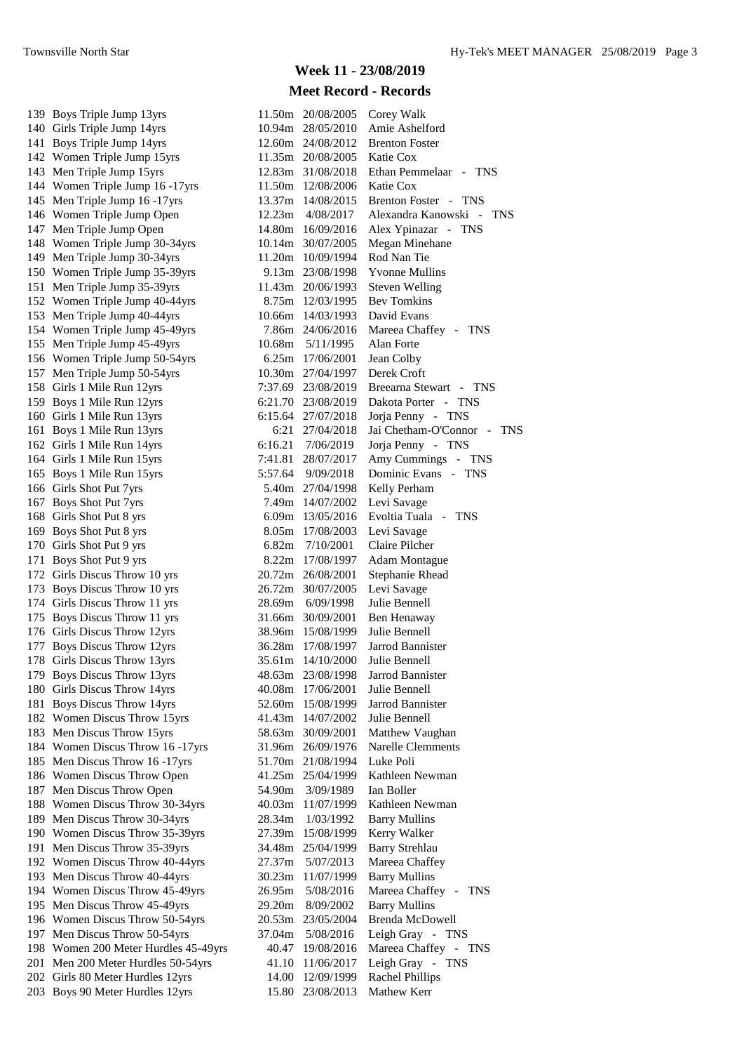## Week 11 - 23/08/2019

## Meet Record - Records

| # | Event | Mark | Date | Name |
|---|---|---|---|---|
| 139 | Boys Triple Jump 13yrs | 11.50m | 20/08/2005 | Corey Walk |
| 140 | Girls Triple Jump 14yrs | 10.94m | 28/05/2010 | Amie Ashelford |
| 141 | Boys Triple Jump 14yrs | 12.60m | 24/08/2012 | Brenton Foster |
| 142 | Women Triple Jump 15yrs | 11.35m | 20/08/2005 | Katie Cox |
| 143 | Men Triple Jump 15yrs | 12.83m | 31/08/2018 | Ethan Pemmelaar - TNS |
| 144 | Women Triple Jump 16 -17yrs | 11.50m | 12/08/2006 | Katie Cox |
| 145 | Men Triple Jump 16 -17yrs | 13.37m | 14/08/2015 | Brenton Foster - TNS |
| 146 | Women Triple Jump Open | 12.23m | 4/08/2017 | Alexandra Kanowski - TNS |
| 147 | Men Triple Jump Open | 14.80m | 16/09/2016 | Alex Ypinazar - TNS |
| 148 | Women Triple Jump 30-34yrs | 10.14m | 30/07/2005 | Megan Minehane |
| 149 | Men Triple Jump 30-34yrs | 11.20m | 10/09/1994 | Rod Nan Tie |
| 150 | Women Triple Jump 35-39yrs | 9.13m | 23/08/1998 | Yvonne Mullins |
| 151 | Men Triple Jump 35-39yrs | 11.43m | 20/06/1993 | Steven Welling |
| 152 | Women Triple Jump 40-44yrs | 8.75m | 12/03/1995 | Bev Tomkins |
| 153 | Men Triple Jump 40-44yrs | 10.66m | 14/03/1993 | David Evans |
| 154 | Women Triple Jump 45-49yrs | 7.86m | 24/06/2016 | Mareea Chaffey - TNS |
| 155 | Men Triple Jump 45-49yrs | 10.68m | 5/11/1995 | Alan Forte |
| 156 | Women Triple Jump 50-54yrs | 6.25m | 17/06/2001 | Jean Colby |
| 157 | Men Triple Jump 50-54yrs | 10.30m | 27/04/1997 | Derek Croft |
| 158 | Girls 1 Mile Run 12yrs | 7:37.69 | 23/08/2019 | Breearna Stewart - TNS |
| 159 | Boys 1 Mile Run 12yrs | 6:21.70 | 23/08/2019 | Dakota Porter - TNS |
| 160 | Girls 1 Mile Run 13yrs | 6:15.64 | 27/07/2018 | Jorja Penny - TNS |
| 161 | Boys 1 Mile Run 13yrs | 6:21 | 27/04/2018 | Jai Chetham-O'Connor - TNS |
| 162 | Girls 1 Mile Run 14yrs | 6:16.21 | 7/06/2019 | Jorja Penny - TNS |
| 164 | Girls 1 Mile Run 15yrs | 7:41.81 | 28/07/2017 | Amy Cummings - TNS |
| 165 | Boys 1 Mile Run 15yrs | 5:57.64 | 9/09/2018 | Dominic Evans - TNS |
| 166 | Girls Shot Put 7yrs | 5.40m | 27/04/1998 | Kelly Perham |
| 167 | Boys Shot Put 7yrs | 7.49m | 14/07/2002 | Levi Savage |
| 168 | Girls Shot Put 8 yrs | 6.09m | 13/05/2016 | Evoltia Tuala - TNS |
| 169 | Boys Shot Put 8 yrs | 8.05m | 17/08/2003 | Levi Savage |
| 170 | Girls Shot Put 9 yrs | 6.82m | 7/10/2001 | Claire Pilcher |
| 171 | Boys Shot Put 9 yrs | 8.22m | 17/08/1997 | Adam Montague |
| 172 | Girls Discus Throw 10 yrs | 20.72m | 26/08/2001 | Stephanie Rhead |
| 173 | Boys Discus Throw 10 yrs | 26.72m | 30/07/2005 | Levi Savage |
| 174 | Girls Discus Throw 11 yrs | 28.69m | 6/09/1998 | Julie Bennell |
| 175 | Boys Discus Throw 11 yrs | 31.66m | 30/09/2001 | Ben Henaway |
| 176 | Girls Discus Throw 12yrs | 38.96m | 15/08/1999 | Julie Bennell |
| 177 | Boys Discus Throw 12yrs | 36.28m | 17/08/1997 | Jarrod Bannister |
| 178 | Girls Discus Throw 13yrs | 35.61m | 14/10/2000 | Julie Bennell |
| 179 | Boys Discus Throw 13yrs | 48.63m | 23/08/1998 | Jarrod Bannister |
| 180 | Girls Discus Throw 14yrs | 40.08m | 17/06/2001 | Julie Bennell |
| 181 | Boys Discus Throw 14yrs | 52.60m | 15/08/1999 | Jarrod Bannister |
| 182 | Women Discus Throw 15yrs | 41.43m | 14/07/2002 | Julie Bennell |
| 183 | Men Discus Throw 15yrs | 58.63m | 30/09/2001 | Matthew Vaughan |
| 184 | Women Discus Throw 16 -17yrs | 31.96m | 26/09/1976 | Narelle Clemments |
| 185 | Men Discus Throw 16 -17yrs | 51.70m | 21/08/1994 | Luke Poli |
| 186 | Women Discus Throw Open | 41.25m | 25/04/1999 | Kathleen Newman |
| 187 | Men Discus Throw Open | 54.90m | 3/09/1989 | Ian Boller |
| 188 | Women Discus Throw 30-34yrs | 40.03m | 11/07/1999 | Kathleen Newman |
| 189 | Men Discus Throw 30-34yrs | 28.34m | 1/03/1992 | Barry Mullins |
| 190 | Women Discus Throw 35-39yrs | 27.39m | 15/08/1999 | Kerry Walker |
| 191 | Men Discus Throw 35-39yrs | 34.48m | 25/04/1999 | Barry Strehlau |
| 192 | Women Discus Throw 40-44yrs | 27.37m | 5/07/2013 | Mareea Chaffey |
| 193 | Men Discus Throw 40-44yrs | 30.23m | 11/07/1999 | Barry Mullins |
| 194 | Women Discus Throw 45-49yrs | 26.95m | 5/08/2016 | Mareea Chaffey - TNS |
| 195 | Men Discus Throw 45-49yrs | 29.20m | 8/09/2002 | Barry Mullins |
| 196 | Women Discus Throw 50-54yrs | 20.53m | 23/05/2004 | Brenda McDowell |
| 197 | Men Discus Throw 50-54yrs | 37.04m | 5/08/2016 | Leigh Gray - TNS |
| 198 | Women 200 Meter Hurdles 45-49yrs | 40.47 | 19/08/2016 | Mareea Chaffey - TNS |
| 201 | Men 200 Meter Hurdles 50-54yrs | 41.10 | 11/06/2017 | Leigh Gray - TNS |
| 202 | Girls 80 Meter Hurdles 12yrs | 14.00 | 12/09/1999 | Rachel Phillips |
| 203 | Boys 90 Meter Hurdles 12yrs | 15.80 | 23/08/2013 | Mathew Kerr |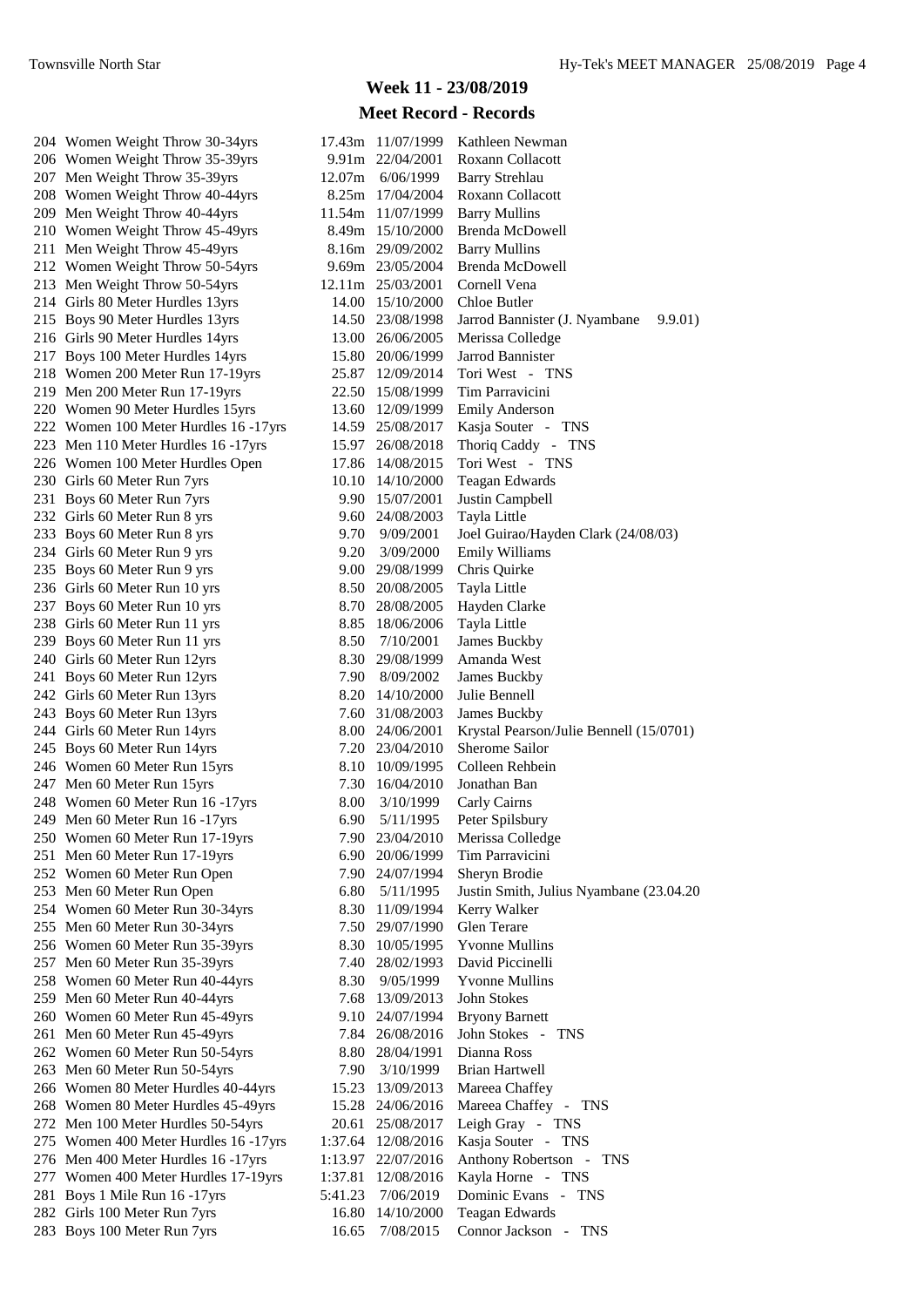## Week 11 - 23/08/2019

## Meet Record - Records

| # | Event | Record | Date | Name |
|---|---|---|---|---|
| 204 | Women Weight Throw 30-34yrs | 17.43m | 11/07/1999 | Kathleen Newman |
| 206 | Women Weight Throw 35-39yrs | 9.91m | 22/04/2001 | Roxann Collacott |
| 207 | Men Weight Throw 35-39yrs | 12.07m | 6/06/1999 | Barry Strehlau |
| 208 | Women Weight Throw 40-44yrs | 8.25m | 17/04/2004 | Roxann Collacott |
| 209 | Men Weight Throw 40-44yrs | 11.54m | 11/07/1999 | Barry Mullins |
| 210 | Women Weight Throw 45-49yrs | 8.49m | 15/10/2000 | Brenda McDowell |
| 211 | Men Weight Throw 45-49yrs | 8.16m | 29/09/2002 | Barry Mullins |
| 212 | Women Weight Throw 50-54yrs | 9.69m | 23/05/2004 | Brenda McDowell |
| 213 | Men Weight Throw 50-54yrs | 12.11m | 25/03/2001 | Cornell Vena |
| 214 | Girls 80 Meter Hurdles 13yrs | 14.00 | 15/10/2000 | Chloe Butler |
| 215 | Boys 90 Meter Hurdles 13yrs | 14.50 | 23/08/1998 | Jarrod Bannister (J. Nyambane 9.9.01) |
| 216 | Girls 90 Meter Hurdles 14yrs | 13.00 | 26/06/2005 | Merissa Colledge |
| 217 | Boys 100 Meter Hurdles 14yrs | 15.80 | 20/06/1999 | Jarrod Bannister |
| 218 | Women 200 Meter Run 17-19yrs | 25.87 | 12/09/2014 | Tori West - TNS |
| 219 | Men 200 Meter Run 17-19yrs | 22.50 | 15/08/1999 | Tim Parravicini |
| 220 | Women 90 Meter Hurdles 15yrs | 13.60 | 12/09/1999 | Emily Anderson |
| 222 | Women 100 Meter Hurdles 16 -17yrs | 14.59 | 25/08/2017 | Kasja Souter - TNS |
| 223 | Men 110 Meter Hurdles 16 -17yrs | 15.97 | 26/08/2018 | Thoriq Caddy - TNS |
| 226 | Women 100 Meter Hurdles Open | 17.86 | 14/08/2015 | Tori West - TNS |
| 230 | Girls 60 Meter Run 7yrs | 10.10 | 14/10/2000 | Teagan Edwards |
| 231 | Boys 60 Meter Run 7yrs | 9.90 | 15/07/2001 | Justin Campbell |
| 232 | Girls 60 Meter Run 8 yrs | 9.60 | 24/08/2003 | Tayla Little |
| 233 | Boys 60 Meter Run 8 yrs | 9.70 | 9/09/2001 | Joel Guirao/Hayden Clark (24/08/03) |
| 234 | Girls 60 Meter Run 9 yrs | 9.20 | 3/09/2000 | Emily Williams |
| 235 | Boys 60 Meter Run 9 yrs | 9.00 | 29/08/1999 | Chris Quirke |
| 236 | Girls 60 Meter Run 10 yrs | 8.50 | 20/08/2005 | Tayla Little |
| 237 | Boys 60 Meter Run 10 yrs | 8.70 | 28/08/2005 | Hayden Clarke |
| 238 | Girls 60 Meter Run 11 yrs | 8.85 | 18/06/2006 | Tayla Little |
| 239 | Boys 60 Meter Run 11 yrs | 8.50 | 7/10/2001 | James Buckby |
| 240 | Girls 60 Meter Run 12yrs | 8.30 | 29/08/1999 | Amanda West |
| 241 | Boys 60 Meter Run 12yrs | 7.90 | 8/09/2002 | James Buckby |
| 242 | Girls 60 Meter Run 13yrs | 8.20 | 14/10/2000 | Julie Bennell |
| 243 | Boys 60 Meter Run 13yrs | 7.60 | 31/08/2003 | James Buckby |
| 244 | Girls 60 Meter Run 14yrs | 8.00 | 24/06/2001 | Krystal Pearson/Julie Bennell (15/0701) |
| 245 | Boys 60 Meter Run 14yrs | 7.20 | 23/04/2010 | Sherome Sailor |
| 246 | Women 60 Meter Run 15yrs | 8.10 | 10/09/1995 | Colleen Rehbein |
| 247 | Men 60 Meter Run 15yrs | 7.30 | 16/04/2010 | Jonathan Ban |
| 248 | Women 60 Meter Run 16 -17yrs | 8.00 | 3/10/1999 | Carly Cairns |
| 249 | Men 60 Meter Run 16 -17yrs | 6.90 | 5/11/1995 | Peter Spilsbury |
| 250 | Women 60 Meter Run 17-19yrs | 7.90 | 23/04/2010 | Merissa Colledge |
| 251 | Men 60 Meter Run 17-19yrs | 6.90 | 20/06/1999 | Tim Parravicini |
| 252 | Women 60 Meter Run Open | 7.90 | 24/07/1994 | Sheryn Brodie |
| 253 | Men 60 Meter Run Open | 6.80 | 5/11/1995 | Justin Smith, Julius Nyambane (23.04.20 |
| 254 | Women 60 Meter Run 30-34yrs | 8.30 | 11/09/1994 | Kerry Walker |
| 255 | Men 60 Meter Run 30-34yrs | 7.50 | 29/07/1990 | Glen Terare |
| 256 | Women 60 Meter Run 35-39yrs | 8.30 | 10/05/1995 | Yvonne Mullins |
| 257 | Men 60 Meter Run 35-39yrs | 7.40 | 28/02/1993 | David Piccinelli |
| 258 | Women 60 Meter Run 40-44yrs | 8.30 | 9/05/1999 | Yvonne Mullins |
| 259 | Men 60 Meter Run 40-44yrs | 7.68 | 13/09/2013 | John Stokes |
| 260 | Women 60 Meter Run 45-49yrs | 9.10 | 24/07/1994 | Bryony Barnett |
| 261 | Men 60 Meter Run 45-49yrs | 7.84 | 26/08/2016 | John Stokes - TNS |
| 262 | Women 60 Meter Run 50-54yrs | 8.80 | 28/04/1991 | Dianna Ross |
| 263 | Men 60 Meter Run 50-54yrs | 7.90 | 3/10/1999 | Brian Hartwell |
| 266 | Women 80 Meter Hurdles 40-44yrs | 15.23 | 13/09/2013 | Mareea Chaffey |
| 268 | Women 80 Meter Hurdles 45-49yrs | 15.28 | 24/06/2016 | Mareea Chaffey - TNS |
| 272 | Men 100 Meter Hurdles 50-54yrs | 20.61 | 25/08/2017 | Leigh Gray - TNS |
| 275 | Women 400 Meter Hurdles 16 -17yrs | 1:37.64 | 12/08/2016 | Kasja Souter - TNS |
| 276 | Men 400 Meter Hurdles 16 -17yrs | 1:13.97 | 22/07/2016 | Anthony Robertson - TNS |
| 277 | Women 400 Meter Hurdles 17-19yrs | 1:37.81 | 12/08/2016 | Kayla Horne - TNS |
| 281 | Boys 1 Mile Run 16 -17yrs | 5:41.23 | 7/06/2019 | Dominic Evans - TNS |
| 282 | Girls 100 Meter Run 7yrs | 16.80 | 14/10/2000 | Teagan Edwards |
| 283 | Boys 100 Meter Run 7yrs | 16.65 | 7/08/2015 | Connor Jackson - TNS |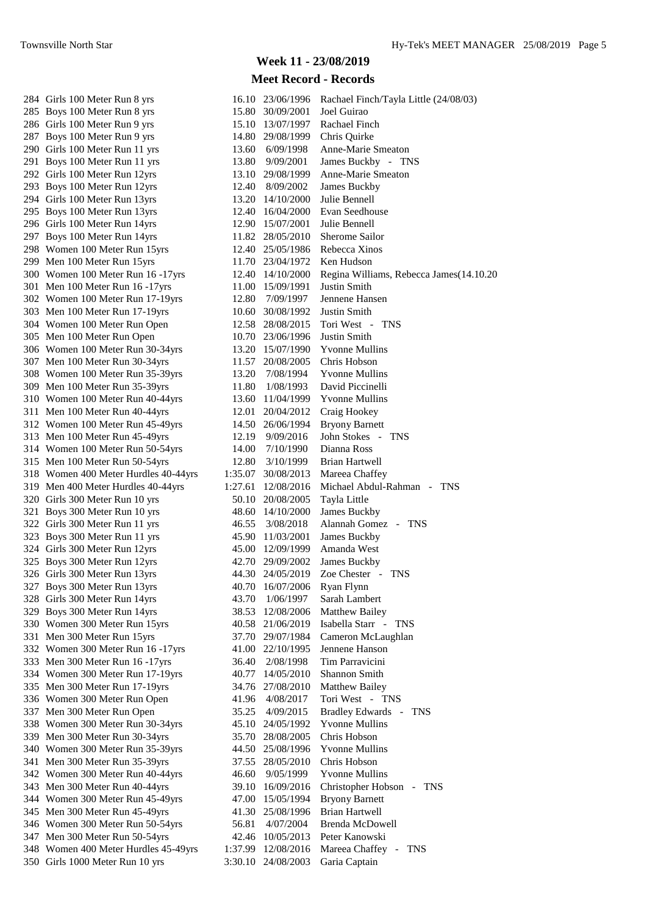## Week 11 - 23/08/2019

### Meet Record - Records

| # | Event | Time | Date | Name |
|---|---|---|---|---|
| 284 | Girls 100 Meter Run 8 yrs | 16.10 | 23/06/1996 | Rachael Finch/Tayla Little (24/08/03) |
| 285 | Boys 100 Meter Run 8 yrs | 15.80 | 30/09/2001 | Joel Guirao |
| 286 | Girls 100 Meter Run 9 yrs | 15.10 | 13/07/1997 | Rachael Finch |
| 287 | Boys 100 Meter Run 9 yrs | 14.80 | 29/08/1999 | Chris Quirke |
| 290 | Girls 100 Meter Run 11 yrs | 13.60 | 6/09/1998 | Anne-Marie Smeaton |
| 291 | Boys 100 Meter Run 11 yrs | 13.80 | 9/09/2001 | James Buckby - TNS |
| 292 | Girls 100 Meter Run 12yrs | 13.10 | 29/08/1999 | Anne-Marie Smeaton |
| 293 | Boys 100 Meter Run 12yrs | 12.40 | 8/09/2002 | James Buckby |
| 294 | Girls 100 Meter Run 13yrs | 13.20 | 14/10/2000 | Julie Bennell |
| 295 | Boys 100 Meter Run 13yrs | 12.40 | 16/04/2000 | Evan Seedhouse |
| 296 | Girls 100 Meter Run 14yrs | 12.90 | 15/07/2001 | Julie Bennell |
| 297 | Boys 100 Meter Run 14yrs | 11.82 | 28/05/2010 | Sherome Sailor |
| 298 | Women 100 Meter Run 15yrs | 12.40 | 25/05/1986 | Rebecca Xinos |
| 299 | Men 100 Meter Run 15yrs | 11.70 | 23/04/1972 | Ken Hudson |
| 300 | Women 100 Meter Run 16 -17yrs | 12.40 | 14/10/2000 | Regina Williams, Rebecca James(14.10.20 |
| 301 | Men 100 Meter Run 16 -17yrs | 11.00 | 15/09/1991 | Justin Smith |
| 302 | Women 100 Meter Run 17-19yrs | 12.80 | 7/09/1997 | Jennene Hansen |
| 303 | Men 100 Meter Run 17-19yrs | 10.60 | 30/08/1992 | Justin Smith |
| 304 | Women 100 Meter Run Open | 12.58 | 28/08/2015 | Tori West - TNS |
| 305 | Men 100 Meter Run Open | 10.70 | 23/06/1996 | Justin Smith |
| 306 | Women 100 Meter Run 30-34yrs | 13.20 | 15/07/1990 | Yvonne Mullins |
| 307 | Men 100 Meter Run 30-34yrs | 11.57 | 20/08/2005 | Chris Hobson |
| 308 | Women 100 Meter Run 35-39yrs | 13.20 | 7/08/1994 | Yvonne Mullins |
| 309 | Men 100 Meter Run 35-39yrs | 11.80 | 1/08/1993 | David Piccinelli |
| 310 | Women 100 Meter Run 40-44yrs | 13.60 | 11/04/1999 | Yvonne Mullins |
| 311 | Men 100 Meter Run 40-44yrs | 12.01 | 20/04/2012 | Craig Hookey |
| 312 | Women 100 Meter Run 45-49yrs | 14.50 | 26/06/1994 | Bryony Barnett |
| 313 | Men 100 Meter Run 45-49yrs | 12.19 | 9/09/2016 | John Stokes - TNS |
| 314 | Women 100 Meter Run 50-54yrs | 14.00 | 7/10/1990 | Dianna Ross |
| 315 | Men 100 Meter Run 50-54yrs | 12.80 | 3/10/1999 | Brian Hartwell |
| 318 | Women 400 Meter Hurdles 40-44yrs | 1:35.07 | 30/08/2013 | Mareea Chaffey |
| 319 | Men 400 Meter Hurdles 40-44yrs | 1:27.61 | 12/08/2016 | Michael Abdul-Rahman - TNS |
| 320 | Girls 300 Meter Run 10 yrs | 50.10 | 20/08/2005 | Tayla Little |
| 321 | Boys 300 Meter Run 10 yrs | 48.60 | 14/10/2000 | James Buckby |
| 322 | Girls 300 Meter Run 11 yrs | 46.55 | 3/08/2018 | Alannah Gomez - TNS |
| 323 | Boys 300 Meter Run 11 yrs | 45.90 | 11/03/2001 | James Buckby |
| 324 | Girls 300 Meter Run 12yrs | 45.00 | 12/09/1999 | Amanda West |
| 325 | Boys 300 Meter Run 12yrs | 42.70 | 29/09/2002 | James Buckby |
| 326 | Girls 300 Meter Run 13yrs | 44.30 | 24/05/2019 | Zoe Chester - TNS |
| 327 | Boys 300 Meter Run 13yrs | 40.70 | 16/07/2006 | Ryan Flynn |
| 328 | Girls 300 Meter Run 14yrs | 43.70 | 1/06/1997 | Sarah Lambert |
| 329 | Boys 300 Meter Run 14yrs | 38.53 | 12/08/2006 | Matthew Bailey |
| 330 | Women 300 Meter Run 15yrs | 40.58 | 21/06/2019 | Isabella Starr - TNS |
| 331 | Men 300 Meter Run 15yrs | 37.70 | 29/07/1984 | Cameron McLaughlan |
| 332 | Women 300 Meter Run 16 -17yrs | 41.00 | 22/10/1995 | Jennene Hanson |
| 333 | Men 300 Meter Run 16 -17yrs | 36.40 | 2/08/1998 | Tim Parravicini |
| 334 | Women 300 Meter Run 17-19yrs | 40.77 | 14/05/2010 | Shannon Smith |
| 335 | Men 300 Meter Run 17-19yrs | 34.76 | 27/08/2010 | Matthew Bailey |
| 336 | Women 300 Meter Run Open | 41.96 | 4/08/2017 | Tori West - TNS |
| 337 | Men 300 Meter Run Open | 35.25 | 4/09/2015 | Bradley Edwards - TNS |
| 338 | Women 300 Meter Run 30-34yrs | 45.10 | 24/05/1992 | Yvonne Mullins |
| 339 | Men 300 Meter Run 30-34yrs | 35.70 | 28/08/2005 | Chris Hobson |
| 340 | Women 300 Meter Run 35-39yrs | 44.50 | 25/08/1996 | Yvonne Mullins |
| 341 | Men 300 Meter Run 35-39yrs | 37.55 | 28/05/2010 | Chris Hobson |
| 342 | Women 300 Meter Run 40-44yrs | 46.60 | 9/05/1999 | Yvonne Mullins |
| 343 | Men 300 Meter Run 40-44yrs | 39.10 | 16/09/2016 | Christopher Hobson - TNS |
| 344 | Women 300 Meter Run 45-49yrs | 47.00 | 15/05/1994 | Bryony Barnett |
| 345 | Men 300 Meter Run 45-49yrs | 41.30 | 25/08/1996 | Brian Hartwell |
| 346 | Women 300 Meter Run 50-54yrs | 56.81 | 4/07/2004 | Brenda McDowell |
| 347 | Men 300 Meter Run 50-54yrs | 42.46 | 10/05/2013 | Peter Kanowski |
| 348 | Women 400 Meter Hurdles 45-49yrs | 1:37.99 | 12/08/2016 | Mareea Chaffey - TNS |
| 350 | Girls 1000 Meter Run 10 yrs | 3:30.10 | 24/08/2003 | Garia Captain |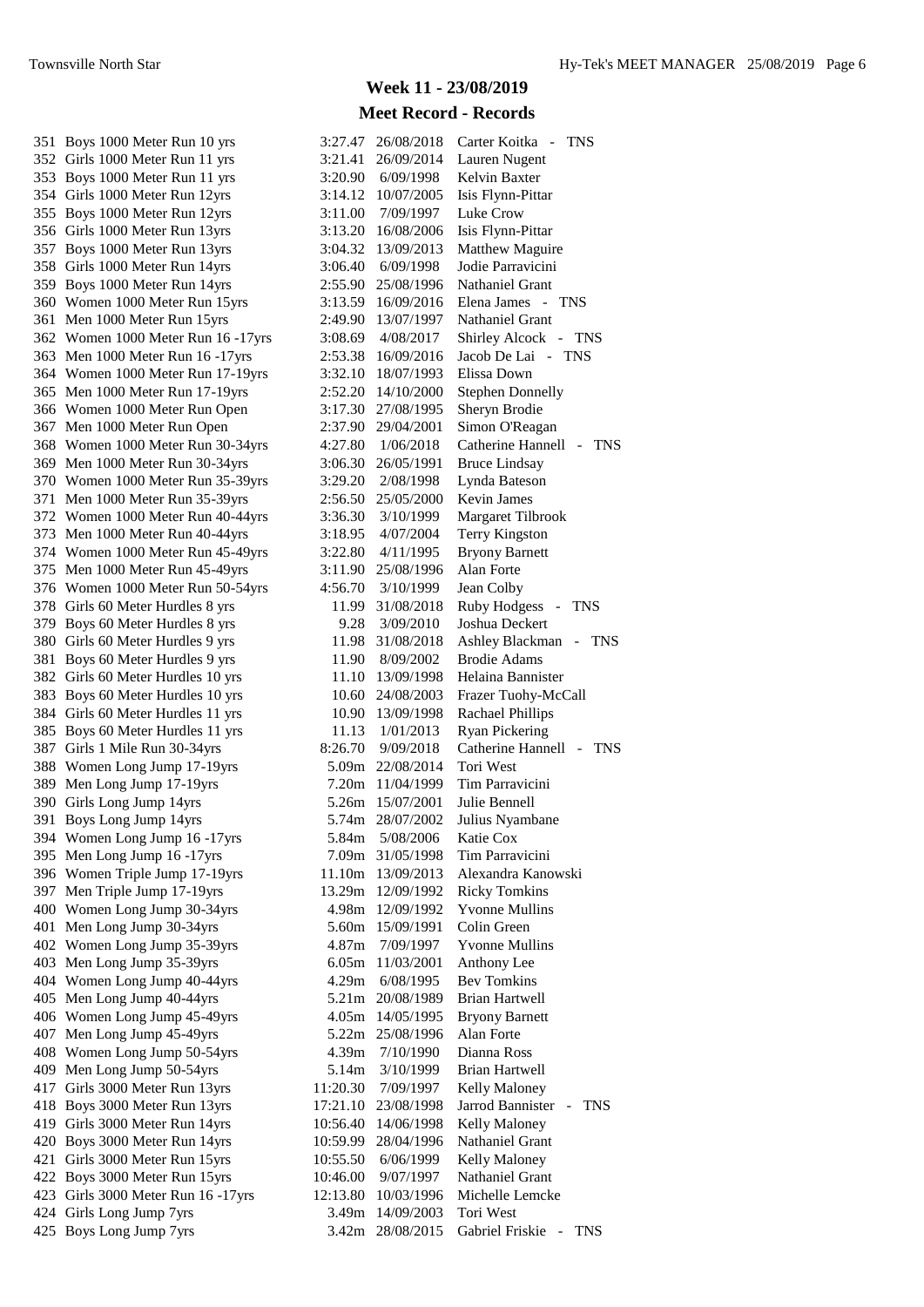## Week 11 - 23/08/2019

## Meet Record - Records

| # | Event | Record | Date | Name |
|---|---|---|---|---|
| 351 | Boys 1000 Meter Run 10 yrs | 3:27.47 | 26/08/2018 | Carter Koitka - TNS |
| 352 | Girls 1000 Meter Run 11 yrs | 3:21.41 | 26/09/2014 | Lauren Nugent |
| 353 | Boys 1000 Meter Run 11 yrs | 3:20.90 | 6/09/1998 | Kelvin Baxter |
| 354 | Girls 1000 Meter Run 12yrs | 3:14.12 | 10/07/2005 | Isis Flynn-Pittar |
| 355 | Boys 1000 Meter Run 12yrs | 3:11.00 | 7/09/1997 | Luke Crow |
| 356 | Girls 1000 Meter Run 13yrs | 3:13.20 | 16/08/2006 | Isis Flynn-Pittar |
| 357 | Boys 1000 Meter Run 13yrs | 3:04.32 | 13/09/2013 | Matthew Maguire |
| 358 | Girls 1000 Meter Run 14yrs | 3:06.40 | 6/09/1998 | Jodie Parravicini |
| 359 | Boys 1000 Meter Run 14yrs | 2:55.90 | 25/08/1996 | Nathaniel Grant |
| 360 | Women 1000 Meter Run 15yrs | 3:13.59 | 16/09/2016 | Elena James - TNS |
| 361 | Men 1000 Meter Run 15yrs | 2:49.90 | 13/07/1997 | Nathaniel Grant |
| 362 | Women 1000 Meter Run 16 -17yrs | 3:08.69 | 4/08/2017 | Shirley Alcock - TNS |
| 363 | Men 1000 Meter Run 16 -17yrs | 2:53.38 | 16/09/2016 | Jacob De Lai - TNS |
| 364 | Women 1000 Meter Run 17-19yrs | 3:32.10 | 18/07/1993 | Elissa Down |
| 365 | Men 1000 Meter Run 17-19yrs | 2:52.20 | 14/10/2000 | Stephen Donnelly |
| 366 | Women 1000 Meter Run Open | 3:17.30 | 27/08/1995 | Sheryn Brodie |
| 367 | Men 1000 Meter Run Open | 2:37.90 | 29/04/2001 | Simon O'Reagan |
| 368 | Women 1000 Meter Run 30-34yrs | 4:27.80 | 1/06/2018 | Catherine Hannell - TNS |
| 369 | Men 1000 Meter Run 30-34yrs | 3:06.30 | 26/05/1991 | Bruce Lindsay |
| 370 | Women 1000 Meter Run 35-39yrs | 3:29.20 | 2/08/1998 | Lynda Bateson |
| 371 | Men 1000 Meter Run 35-39yrs | 2:56.50 | 25/05/2000 | Kevin James |
| 372 | Women 1000 Meter Run 40-44yrs | 3:36.30 | 3/10/1999 | Margaret Tilbrook |
| 373 | Men 1000 Meter Run 40-44yrs | 3:18.95 | 4/07/2004 | Terry Kingston |
| 374 | Women 1000 Meter Run 45-49yrs | 3:22.80 | 4/11/1995 | Bryony Barnett |
| 375 | Men 1000 Meter Run 45-49yrs | 3:11.90 | 25/08/1996 | Alan Forte |
| 376 | Women 1000 Meter Run 50-54yrs | 4:56.70 | 3/10/1999 | Jean Colby |
| 378 | Girls 60 Meter Hurdles 8 yrs | 11.99 | 31/08/2018 | Ruby Hodgess - TNS |
| 379 | Boys 60 Meter Hurdles 8 yrs | 9.28 | 3/09/2010 | Joshua Deckert |
| 380 | Girls 60 Meter Hurdles 9 yrs | 11.98 | 31/08/2018 | Ashley Blackman - TNS |
| 381 | Boys 60 Meter Hurdles 9 yrs | 11.90 | 8/09/2002 | Brodie Adams |
| 382 | Girls 60 Meter Hurdles 10 yrs | 11.10 | 13/09/1998 | Helaina Bannister |
| 383 | Boys 60 Meter Hurdles 10 yrs | 10.60 | 24/08/2003 | Frazer Tuohy-McCall |
| 384 | Girls 60 Meter Hurdles 11 yrs | 10.90 | 13/09/1998 | Rachael Phillips |
| 385 | Boys 60 Meter Hurdles 11 yrs | 11.13 | 1/01/2013 | Ryan Pickering |
| 387 | Girls 1 Mile Run 30-34yrs | 8:26.70 | 9/09/2018 | Catherine Hannell - TNS |
| 388 | Women Long Jump 17-19yrs | 5.09m | 22/08/2014 | Tori West |
| 389 | Men Long Jump 17-19yrs | 7.20m | 11/04/1999 | Tim Parravicini |
| 390 | Girls Long Jump 14yrs | 5.26m | 15/07/2001 | Julie Bennell |
| 391 | Boys Long Jump 14yrs | 5.74m | 28/07/2002 | Julius Nyambane |
| 394 | Women Long Jump 16 -17yrs | 5.84m | 5/08/2006 | Katie Cox |
| 395 | Men Long Jump 16 -17yrs | 7.09m | 31/05/1998 | Tim Parravicini |
| 396 | Women Triple Jump 17-19yrs | 11.10m | 13/09/2013 | Alexandra Kanowski |
| 397 | Men Triple Jump 17-19yrs | 13.29m | 12/09/1992 | Ricky Tomkins |
| 400 | Women Long Jump 30-34yrs | 4.98m | 12/09/1992 | Yvonne Mullins |
| 401 | Men Long Jump 30-34yrs | 5.60m | 15/09/1991 | Colin Green |
| 402 | Women Long Jump 35-39yrs | 4.87m | 7/09/1997 | Yvonne Mullins |
| 403 | Men Long Jump 35-39yrs | 6.05m | 11/03/2001 | Anthony Lee |
| 404 | Women Long Jump 40-44yrs | 4.29m | 6/08/1995 | Bev Tomkins |
| 405 | Men Long Jump 40-44yrs | 5.21m | 20/08/1989 | Brian Hartwell |
| 406 | Women Long Jump 45-49yrs | 4.05m | 14/05/1995 | Bryony Barnett |
| 407 | Men Long Jump 45-49yrs | 5.22m | 25/08/1996 | Alan Forte |
| 408 | Women Long Jump 50-54yrs | 4.39m | 7/10/1990 | Dianna Ross |
| 409 | Men Long Jump 50-54yrs | 5.14m | 3/10/1999 | Brian Hartwell |
| 417 | Girls 3000 Meter Run 13yrs | 11:20.30 | 7/09/1997 | Kelly Maloney |
| 418 | Boys 3000 Meter Run 13yrs | 17:21.10 | 23/08/1998 | Jarrod Bannister - TNS |
| 419 | Girls 3000 Meter Run 14yrs | 10:56.40 | 14/06/1998 | Kelly Maloney |
| 420 | Boys 3000 Meter Run 14yrs | 10:59.99 | 28/04/1996 | Nathaniel Grant |
| 421 | Girls 3000 Meter Run 15yrs | 10:55.50 | 6/06/1999 | Kelly Maloney |
| 422 | Boys 3000 Meter Run 15yrs | 10:46.00 | 9/07/1997 | Nathaniel Grant |
| 423 | Girls 3000 Meter Run 16 -17yrs | 12:13.80 | 10/03/1996 | Michelle Lemcke |
| 424 | Girls Long Jump 7yrs | 3.49m | 14/09/2003 | Tori West |
| 425 | Boys Long Jump 7yrs | 3.42m | 28/08/2015 | Gabriel Friskie - TNS |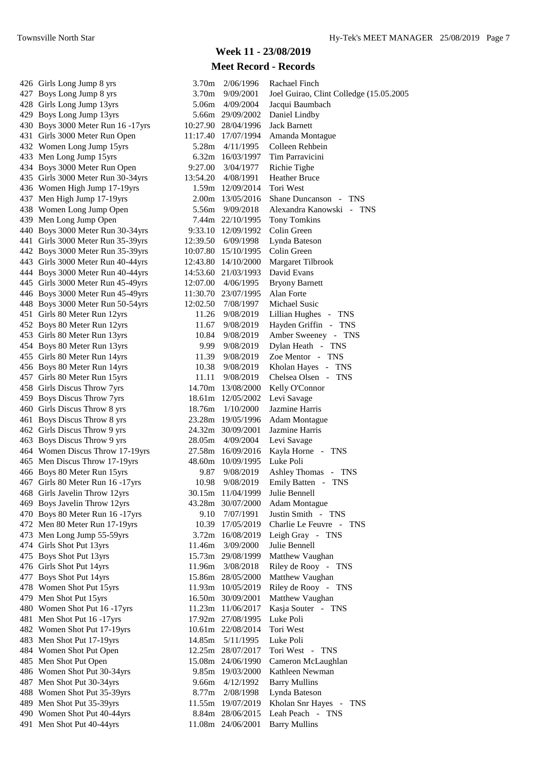## Week 11 - 23/08/2019

## Meet Record - Records

| # | Event | Mark | Date | Name |
|---|---|---|---|---|
| 426 | Girls Long Jump 8 yrs | 3.70m | 2/06/1996 | Rachael Finch |
| 427 | Boys Long Jump 8 yrs | 3.70m | 9/09/2001 | Joel Guirao, Clint Colledge (15.05.2005 |
| 428 | Girls Long Jump 13yrs | 5.06m | 4/09/2004 | Jacqui Baumbach |
| 429 | Boys Long Jump 13yrs | 5.66m | 29/09/2002 | Daniel Lindby |
| 430 | Boys 3000 Meter Run 16 -17yrs | 10:27.90 | 28/04/1996 | Jack Barnett |
| 431 | Girls 3000 Meter Run Open | 11:17.40 | 17/07/1994 | Amanda Montague |
| 432 | Women Long Jump 15yrs | 5.28m | 4/11/1995 | Colleen Rehbein |
| 433 | Men Long Jump 15yrs | 6.32m | 16/03/1997 | Tim Parravicini |
| 434 | Boys 3000 Meter Run Open | 9:27.00 | 3/04/1977 | Richie Tighe |
| 435 | Girls 3000 Meter Run 30-34yrs | 13:54.20 | 4/08/1991 | Heather Bruce |
| 436 | Women High Jump 17-19yrs | 1.59m | 12/09/2014 | Tori West |
| 437 | Men High Jump 17-19yrs | 2.00m | 13/05/2016 | Shane Duncanson - TNS |
| 438 | Women Long Jump Open | 5.56m | 9/09/2018 | Alexandra Kanowski - TNS |
| 439 | Men Long Jump Open | 7.44m | 22/10/1995 | Tony Tomkins |
| 440 | Boys 3000 Meter Run 30-34yrs | 9:33.10 | 12/09/1992 | Colin Green |
| 441 | Girls 3000 Meter Run 35-39yrs | 12:39.50 | 6/09/1998 | Lynda Bateson |
| 442 | Boys 3000 Meter Run 35-39yrs | 10:07.80 | 15/10/1995 | Colin Green |
| 443 | Girls 3000 Meter Run 40-44yrs | 12:43.80 | 14/10/2000 | Margaret Tilbrook |
| 444 | Boys 3000 Meter Run 40-44yrs | 14:53.60 | 21/03/1993 | David Evans |
| 445 | Girls 3000 Meter Run 45-49yrs | 12:07.00 | 4/06/1995 | Bryony Barnett |
| 446 | Boys 3000 Meter Run 45-49yrs | 11:30.70 | 23/07/1995 | Alan Forte |
| 448 | Boys 3000 Meter Run 50-54yrs | 12:02.50 | 7/08/1997 | Michael Susic |
| 451 | Girls 80 Meter Run 12yrs | 11.26 | 9/08/2019 | Lillian Hughes - TNS |
| 452 | Boys 80 Meter Run 12yrs | 11.67 | 9/08/2019 | Hayden Griffin - TNS |
| 453 | Girls 80 Meter Run 13yrs | 10.84 | 9/08/2019 | Amber Sweeney - TNS |
| 454 | Boys 80 Meter Run 13yrs | 9.99 | 9/08/2019 | Dylan Heath - TNS |
| 455 | Girls 80 Meter Run 14yrs | 11.39 | 9/08/2019 | Zoe Mentor - TNS |
| 456 | Boys 80 Meter Run 14yrs | 10.38 | 9/08/2019 | Kholan Hayes - TNS |
| 457 | Girls 80 Meter Run 15yrs | 11.11 | 9/08/2019 | Chelsea Olsen - TNS |
| 458 | Girls Discus Throw 7yrs | 14.70m | 13/08/2000 | Kelly O'Connor |
| 459 | Boys Discus Throw 7yrs | 18.61m | 12/05/2002 | Levi Savage |
| 460 | Girls Discus Throw 8 yrs | 18.76m | 1/10/2000 | Jazmine Harris |
| 461 | Boys Discus Throw 8 yrs | 23.28m | 19/05/1996 | Adam Montague |
| 462 | Girls Discus Throw 9 yrs | 24.32m | 30/09/2001 | Jazmine Harris |
| 463 | Boys Discus Throw 9 yrs | 28.05m | 4/09/2004 | Levi Savage |
| 464 | Women Discus Throw 17-19yrs | 27.58m | 16/09/2016 | Kayla Horne - TNS |
| 465 | Men Discus Throw 17-19yrs | 48.60m | 10/09/1995 | Luke Poli |
| 466 | Boys 80 Meter Run 15yrs | 9.87 | 9/08/2019 | Ashley Thomas - TNS |
| 467 | Girls 80 Meter Run 16 -17yrs | 10.98 | 9/08/2019 | Emily Batten - TNS |
| 468 | Girls Javelin Throw 12yrs | 30.15m | 11/04/1999 | Julie Bennell |
| 469 | Boys Javelin Throw 12yrs | 43.28m | 30/07/2000 | Adam Montague |
| 470 | Boys 80 Meter Run 16 -17yrs | 9.10 | 7/07/1991 | Justin Smith - TNS |
| 472 | Men 80 Meter Run 17-19yrs | 10.39 | 17/05/2019 | Charlie Le Feuvre - TNS |
| 473 | Men Long Jump 55-59yrs | 3.72m | 16/08/2019 | Leigh Gray - TNS |
| 474 | Girls Shot Put 13yrs | 11.46m | 3/09/2000 | Julie Bennell |
| 475 | Boys Shot Put 13yrs | 15.73m | 29/08/1999 | Matthew Vaughan |
| 476 | Girls Shot Put 14yrs | 11.96m | 3/08/2018 | Riley de Rooy - TNS |
| 477 | Boys Shot Put 14yrs | 15.86m | 28/05/2000 | Matthew Vaughan |
| 478 | Women Shot Put 15yrs | 11.93m | 10/05/2019 | Riley de Rooy - TNS |
| 479 | Men Shot Put 15yrs | 16.50m | 30/09/2001 | Matthew Vaughan |
| 480 | Women Shot Put 16 -17yrs | 11.23m | 11/06/2017 | Kasja Souter - TNS |
| 481 | Men Shot Put 16 -17yrs | 17.92m | 27/08/1995 | Luke Poli |
| 482 | Women Shot Put 17-19yrs | 10.61m | 22/08/2014 | Tori West |
| 483 | Men Shot Put 17-19yrs | 14.85m | 5/11/1995 | Luke Poli |
| 484 | Women Shot Put Open | 12.25m | 28/07/2017 | Tori West - TNS |
| 485 | Men Shot Put Open | 15.08m | 24/06/1990 | Cameron McLaughlan |
| 486 | Women Shot Put 30-34yrs | 9.85m | 19/03/2000 | Kathleen Newman |
| 487 | Men Shot Put 30-34yrs | 9.66m | 4/12/1992 | Barry Mullins |
| 488 | Women Shot Put 35-39yrs | 8.77m | 2/08/1998 | Lynda Bateson |
| 489 | Men Shot Put 35-39yrs | 11.55m | 19/07/2019 | Kholan Snr Hayes - TNS |
| 490 | Women Shot Put 40-44yrs | 8.84m | 28/06/2015 | Leah Peach - TNS |
| 491 | Men Shot Put 40-44yrs | 11.08m | 24/06/2001 | Barry Mullins |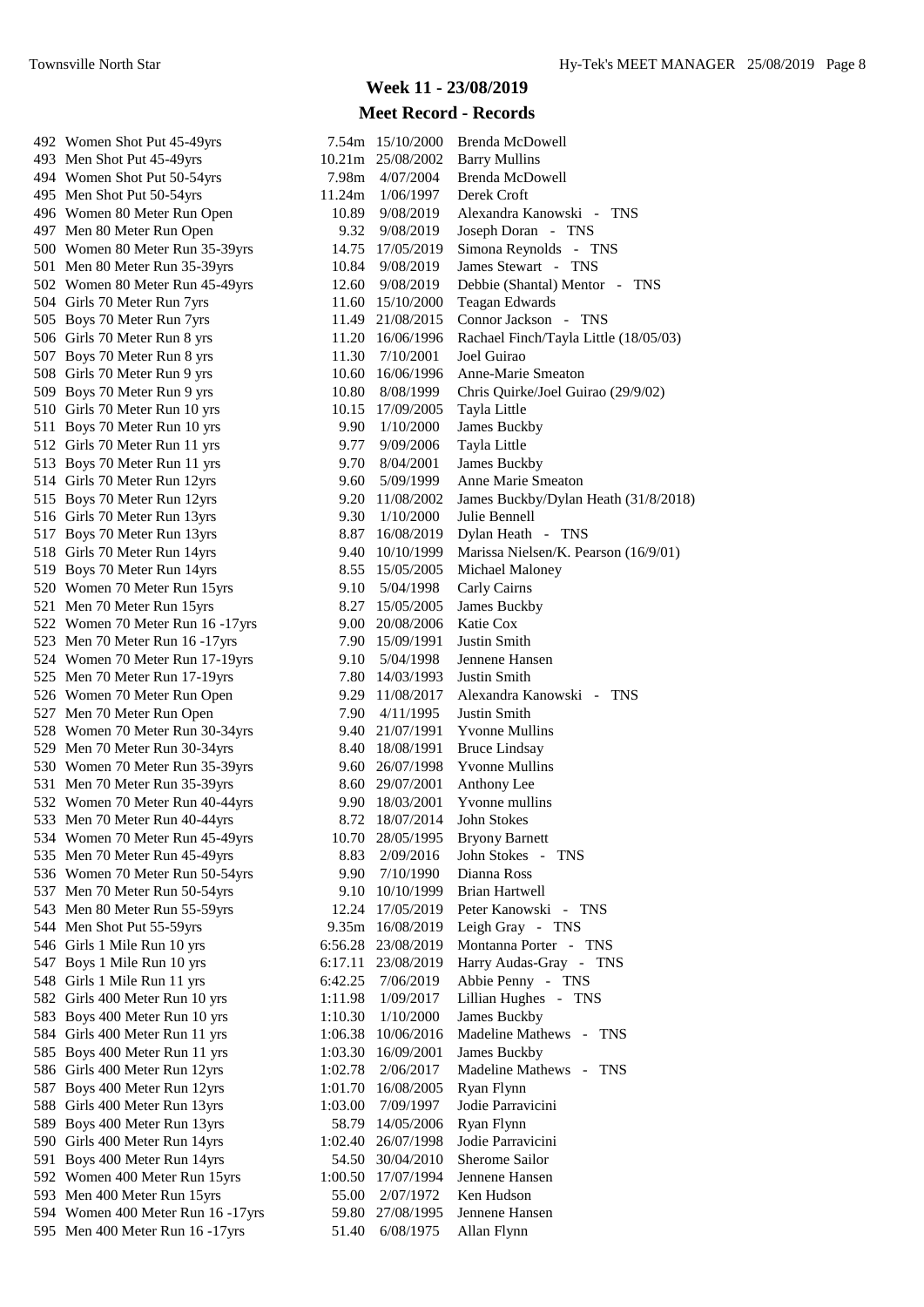## Week 11 - 23/08/2019

## Meet Record - Records

| # | Event | Record | Date | Name |
|---|---|---|---|---|
| 492 | Women Shot Put 45-49yrs | 7.54m | 15/10/2000 | Brenda McDowell |
| 493 | Men Shot Put 45-49yrs | 10.21m | 25/08/2002 | Barry Mullins |
| 494 | Women Shot Put 50-54yrs | 7.98m | 4/07/2004 | Brenda McDowell |
| 495 | Men Shot Put 50-54yrs | 11.24m | 1/06/1997 | Derek Croft |
| 496 | Women 80 Meter Run Open | 10.89 | 9/08/2019 | Alexandra Kanowski - TNS |
| 497 | Men 80 Meter Run Open | 9.32 | 9/08/2019 | Joseph Doran - TNS |
| 500 | Women 80 Meter Run 35-39yrs | 14.75 | 17/05/2019 | Simona Reynolds - TNS |
| 501 | Men 80 Meter Run 35-39yrs | 10.84 | 9/08/2019 | James Stewart - TNS |
| 502 | Women 80 Meter Run 45-49yrs | 12.60 | 9/08/2019 | Debbie (Shantal) Mentor - TNS |
| 504 | Girls 70 Meter Run 7yrs | 11.60 | 15/10/2000 | Teagan Edwards |
| 505 | Boys 70 Meter Run 7yrs | 11.49 | 21/08/2015 | Connor Jackson - TNS |
| 506 | Girls 70 Meter Run 8 yrs | 11.20 | 16/06/1996 | Rachael Finch/Tayla Little (18/05/03) |
| 507 | Boys 70 Meter Run 8 yrs | 11.30 | 7/10/2001 | Joel Guirao |
| 508 | Girls 70 Meter Run 9 yrs | 10.60 | 16/06/1996 | Anne-Marie Smeaton |
| 509 | Boys 70 Meter Run 9 yrs | 10.80 | 8/08/1999 | Chris Quirke/Joel Guirao (29/9/02) |
| 510 | Girls 70 Meter Run 10 yrs | 10.15 | 17/09/2005 | Tayla Little |
| 511 | Boys 70 Meter Run 10 yrs | 9.90 | 1/10/2000 | James Buckby |
| 512 | Girls 70 Meter Run 11 yrs | 9.77 | 9/09/2006 | Tayla Little |
| 513 | Boys 70 Meter Run 11 yrs | 9.70 | 8/04/2001 | James Buckby |
| 514 | Girls 70 Meter Run 12yrs | 9.60 | 5/09/1999 | Anne Marie Smeaton |
| 515 | Boys 70 Meter Run 12yrs | 9.20 | 11/08/2002 | James Buckby/Dylan Heath (31/8/2018) |
| 516 | Girls 70 Meter Run 13yrs | 9.30 | 1/10/2000 | Julie Bennell |
| 517 | Boys 70 Meter Run 13yrs | 8.87 | 16/08/2019 | Dylan Heath - TNS |
| 518 | Girls 70 Meter Run 14yrs | 9.40 | 10/10/1999 | Marissa Nielsen/K. Pearson (16/9/01) |
| 519 | Boys 70 Meter Run 14yrs | 8.55 | 15/05/2005 | Michael Maloney |
| 520 | Women 70 Meter Run 15yrs | 9.10 | 5/04/1998 | Carly Cairns |
| 521 | Men 70 Meter Run 15yrs | 8.27 | 15/05/2005 | James Buckby |
| 522 | Women 70 Meter Run 16 -17yrs | 9.00 | 20/08/2006 | Katie Cox |
| 523 | Men 70 Meter Run 16 -17yrs | 7.90 | 15/09/1991 | Justin Smith |
| 524 | Women 70 Meter Run 17-19yrs | 9.10 | 5/04/1998 | Jennene Hansen |
| 525 | Men 70 Meter Run 17-19yrs | 7.80 | 14/03/1993 | Justin Smith |
| 526 | Women 70 Meter Run Open | 9.29 | 11/08/2017 | Alexandra Kanowski - TNS |
| 527 | Men 70 Meter Run Open | 7.90 | 4/11/1995 | Justin Smith |
| 528 | Women 70 Meter Run 30-34yrs | 9.40 | 21/07/1991 | Yvonne Mullins |
| 529 | Men 70 Meter Run 30-34yrs | 8.40 | 18/08/1991 | Bruce Lindsay |
| 530 | Women 70 Meter Run 35-39yrs | 9.60 | 26/07/1998 | Yvonne Mullins |
| 531 | Men 70 Meter Run 35-39yrs | 8.60 | 29/07/2001 | Anthony Lee |
| 532 | Women 70 Meter Run 40-44yrs | 9.90 | 18/03/2001 | Yvonne mullins |
| 533 | Men 70 Meter Run 40-44yrs | 8.72 | 18/07/2014 | John Stokes |
| 534 | Women 70 Meter Run 45-49yrs | 10.70 | 28/05/1995 | Bryony Barnett |
| 535 | Men 70 Meter Run 45-49yrs | 8.83 | 2/09/2016 | John Stokes - TNS |
| 536 | Women 70 Meter Run 50-54yrs | 9.90 | 7/10/1990 | Dianna Ross |
| 537 | Men 70 Meter Run 50-54yrs | 9.10 | 10/10/1999 | Brian Hartwell |
| 543 | Men 80 Meter Run 55-59yrs | 12.24 | 17/05/2019 | Peter Kanowski - TNS |
| 544 | Men Shot Put 55-59yrs | 9.35m | 16/08/2019 | Leigh Gray - TNS |
| 546 | Girls 1 Mile Run 10 yrs | 6:56.28 | 23/08/2019 | Montanna Porter - TNS |
| 547 | Boys 1 Mile Run 10 yrs | 6:17.11 | 23/08/2019 | Harry Audas-Gray - TNS |
| 548 | Girls 1 Mile Run 11 yrs | 6:42.25 | 7/06/2019 | Abbie Penny - TNS |
| 582 | Girls 400 Meter Run 10 yrs | 1:11.98 | 1/09/2017 | Lillian Hughes - TNS |
| 583 | Boys 400 Meter Run 10 yrs | 1:10.30 | 1/10/2000 | James Buckby |
| 584 | Girls 400 Meter Run 11 yrs | 1:06.38 | 10/06/2016 | Madeline Mathews - TNS |
| 585 | Boys 400 Meter Run 11 yrs | 1:03.30 | 16/09/2001 | James Buckby |
| 586 | Girls 400 Meter Run 12yrs | 1:02.78 | 2/06/2017 | Madeline Mathews - TNS |
| 587 | Boys 400 Meter Run 12yrs | 1:01.70 | 16/08/2005 | Ryan Flynn |
| 588 | Girls 400 Meter Run 13yrs | 1:03.00 | 7/09/1997 | Jodie Parravicini |
| 589 | Boys 400 Meter Run 13yrs | 58.79 | 14/05/2006 | Ryan Flynn |
| 590 | Girls 400 Meter Run 14yrs | 1:02.40 | 26/07/1998 | Jodie Parravicini |
| 591 | Boys 400 Meter Run 14yrs | 54.50 | 30/04/2010 | Sherome Sailor |
| 592 | Women 400 Meter Run 15yrs | 1:00.50 | 17/07/1994 | Jennene Hansen |
| 593 | Men 400 Meter Run 15yrs | 55.00 | 2/07/1972 | Ken Hudson |
| 594 | Women 400 Meter Run 16 -17yrs | 59.80 | 27/08/1995 | Jennene Hansen |
| 595 | Men 400 Meter Run 16 -17yrs | 51.40 | 6/08/1975 | Allan Flynn |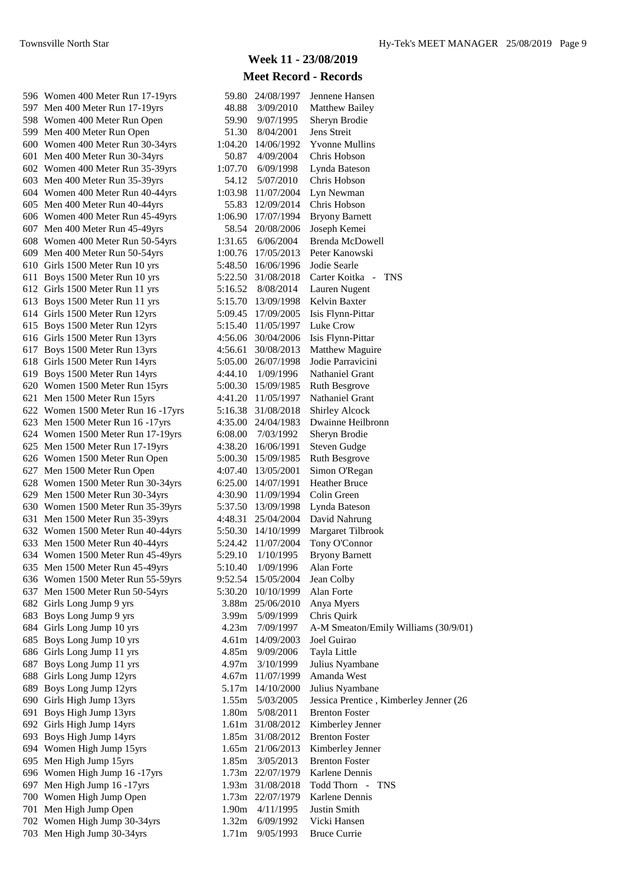## Week 11 - 23/08/2019

## Meet Record - Records

| # | Event | Record | Date | Name |
|---|---|---|---|---|
| 596 | Women 400 Meter Run 17-19yrs | 59.80 | 24/08/1997 | Jennene Hansen |
| 597 | Men 400 Meter Run 17-19yrs | 48.88 | 3/09/2010 | Matthew Bailey |
| 598 | Women 400 Meter Run Open | 59.90 | 9/07/1995 | Sheryn Brodie |
| 599 | Men 400 Meter Run Open | 51.30 | 8/04/2001 | Jens Streit |
| 600 | Women 400 Meter Run 30-34yrs | 1:04.20 | 14/06/1992 | Yvonne Mullins |
| 601 | Men 400 Meter Run 30-34yrs | 50.87 | 4/09/2004 | Chris Hobson |
| 602 | Women 400 Meter Run 35-39yrs | 1:07.70 | 6/09/1998 | Lynda Bateson |
| 603 | Men 400 Meter Run 35-39yrs | 54.12 | 5/07/2010 | Chris Hobson |
| 604 | Women 400 Meter Run 40-44yrs | 1:03.98 | 11/07/2004 | Lyn Newman |
| 605 | Men 400 Meter Run 40-44yrs | 55.83 | 12/09/2014 | Chris Hobson |
| 606 | Women 400 Meter Run 45-49yrs | 1:06.90 | 17/07/1994 | Bryony Barnett |
| 607 | Men 400 Meter Run 45-49yrs | 58.54 | 20/08/2006 | Joseph Kemei |
| 608 | Women 400 Meter Run 50-54yrs | 1:31.65 | 6/06/2004 | Brenda McDowell |
| 609 | Men 400 Meter Run 50-54yrs | 1:00.76 | 17/05/2013 | Peter Kanowski |
| 610 | Girls 1500 Meter Run 10 yrs | 5:48.50 | 16/06/1996 | Jodie Searle |
| 611 | Boys 1500 Meter Run 10 yrs | 5:22.50 | 31/08/2018 | Carter Koitka - TNS |
| 612 | Girls 1500 Meter Run 11 yrs | 5:16.52 | 8/08/2014 | Lauren Nugent |
| 613 | Boys 1500 Meter Run 11 yrs | 5:15.70 | 13/09/1998 | Kelvin Baxter |
| 614 | Girls 1500 Meter Run 12yrs | 5:09.45 | 17/09/2005 | Isis Flynn-Pittar |
| 615 | Boys 1500 Meter Run 12yrs | 5:15.40 | 11/05/1997 | Luke Crow |
| 616 | Girls 1500 Meter Run 13yrs | 4:56.06 | 30/04/2006 | Isis Flynn-Pittar |
| 617 | Boys 1500 Meter Run 13yrs | 4:56.61 | 30/08/2013 | Matthew Maguire |
| 618 | Girls 1500 Meter Run 14yrs | 5:05.00 | 26/07/1998 | Jodie Parravicini |
| 619 | Boys 1500 Meter Run 14yrs | 4:44.10 | 1/09/1996 | Nathaniel Grant |
| 620 | Women 1500 Meter Run 15yrs | 5:00.30 | 15/09/1985 | Ruth Besgrove |
| 621 | Men 1500 Meter Run 15yrs | 4:41.20 | 11/05/1997 | Nathaniel Grant |
| 622 | Women 1500 Meter Run 16 -17yrs | 5:16.38 | 31/08/2018 | Shirley Alcock |
| 623 | Men 1500 Meter Run 16 -17yrs | 4:35.00 | 24/04/1983 | Dwainne Heilbronn |
| 624 | Women 1500 Meter Run 17-19yrs | 6:08.00 | 7/03/1992 | Sheryn Brodie |
| 625 | Men 1500 Meter Run 17-19yrs | 4:38.20 | 16/06/1991 | Steven Gudge |
| 626 | Women 1500 Meter Run Open | 5:00.30 | 15/09/1985 | Ruth Besgrove |
| 627 | Men 1500 Meter Run Open | 4:07.40 | 13/05/2001 | Simon O'Regan |
| 628 | Women 1500 Meter Run 30-34yrs | 6:25.00 | 14/07/1991 | Heather Bruce |
| 629 | Men 1500 Meter Run 30-34yrs | 4:30.90 | 11/09/1994 | Colin Green |
| 630 | Women 1500 Meter Run 35-39yrs | 5:37.50 | 13/09/1998 | Lynda Bateson |
| 631 | Men 1500 Meter Run 35-39yrs | 4:48.31 | 25/04/2004 | David Nahrung |
| 632 | Women 1500 Meter Run 40-44yrs | 5:50.30 | 14/10/1999 | Margaret Tilbrook |
| 633 | Men 1500 Meter Run 40-44yrs | 5:24.42 | 11/07/2004 | Tony O'Connor |
| 634 | Women 1500 Meter Run 45-49yrs | 5:29.10 | 1/10/1995 | Bryony Barnett |
| 635 | Men 1500 Meter Run 45-49yrs | 5:10.40 | 1/09/1996 | Alan Forte |
| 636 | Women 1500 Meter Run 55-59yrs | 9:52.54 | 15/05/2004 | Jean Colby |
| 637 | Men 1500 Meter Run 50-54yrs | 5:30.20 | 10/10/1999 | Alan Forte |
| 682 | Girls Long Jump 9 yrs | 3.88m | 25/06/2010 | Anya Myers |
| 683 | Boys Long Jump 9 yrs | 3.99m | 5/09/1999 | Chris Quirk |
| 684 | Girls Long Jump 10 yrs | 4.23m | 7/09/1997 | A-M Smeaton/Emily Williams (30/9/01) |
| 685 | Boys Long Jump 10 yrs | 4.61m | 14/09/2003 | Joel Guirao |
| 686 | Girls Long Jump 11 yrs | 4.85m | 9/09/2006 | Tayla Little |
| 687 | Boys Long Jump 11 yrs | 4.97m | 3/10/1999 | Julius Nyambane |
| 688 | Girls Long Jump 12yrs | 4.67m | 11/07/1999 | Amanda West |
| 689 | Boys Long Jump 12yrs | 5.17m | 14/10/2000 | Julius Nyambane |
| 690 | Girls High Jump 13yrs | 1.55m | 5/03/2005 | Jessica Prentice , Kimberley Jenner (26 |
| 691 | Boys High Jump 13yrs | 1.80m | 5/08/2011 | Brenton Foster |
| 692 | Girls High Jump 14yrs | 1.61m | 31/08/2012 | Kimberley Jenner |
| 693 | Boys High Jump 14yrs | 1.85m | 31/08/2012 | Brenton Foster |
| 694 | Women High Jump 15yrs | 1.65m | 21/06/2013 | Kimberley Jenner |
| 695 | Men High Jump 15yrs | 1.85m | 3/05/2013 | Brenton Foster |
| 696 | Women High Jump 16 -17yrs | 1.73m | 22/07/1979 | Karlene Dennis |
| 697 | Men High Jump 16 -17yrs | 1.93m | 31/08/2018 | Todd Thorn - TNS |
| 700 | Women High Jump Open | 1.73m | 22/07/1979 | Karlene Dennis |
| 701 | Men High Jump Open | 1.90m | 4/11/1995 | Justin Smith |
| 702 | Women High Jump 30-34yrs | 1.32m | 6/09/1992 | Vicki Hansen |
| 703 | Men High Jump 30-34yrs | 1.71m | 9/05/1993 | Bruce Currie |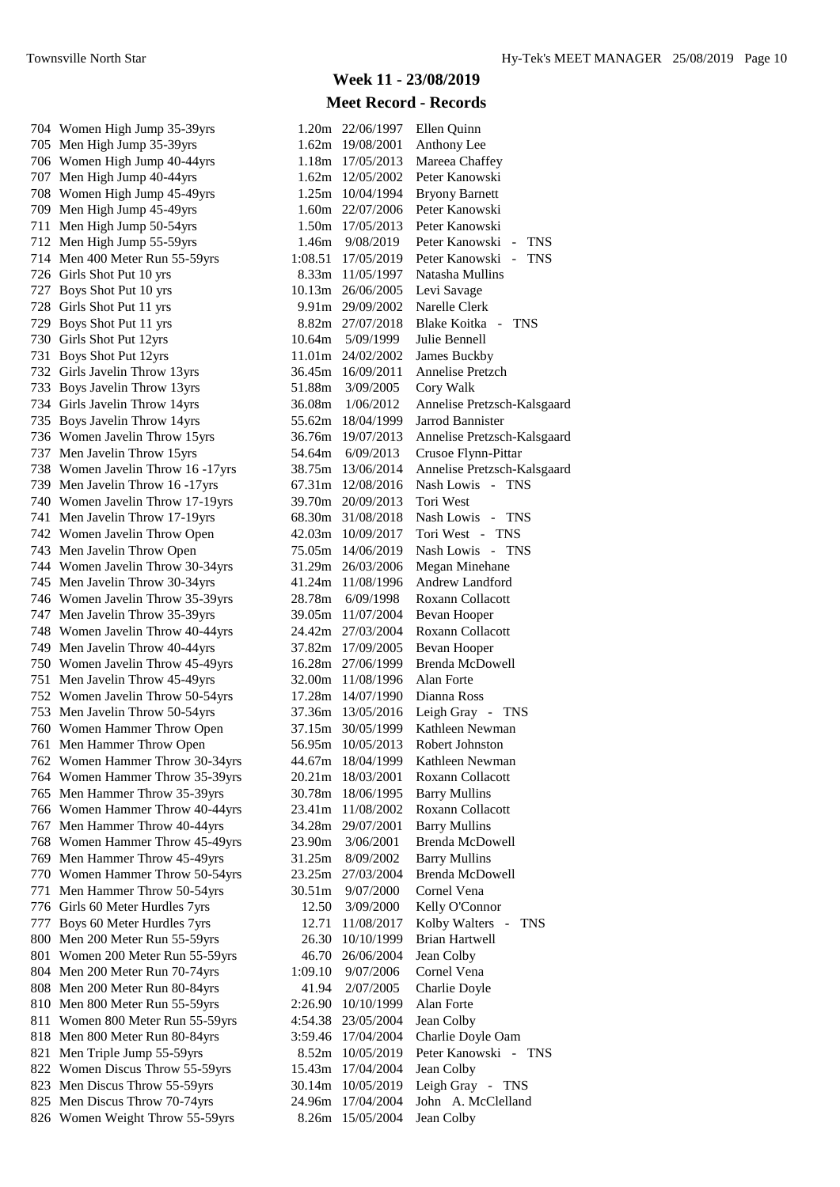## Week 11 - 23/08/2019

## Meet Record - Records

| # | Event | Record | Date | Name |
|---|---|---|---|---|
| 704 | Women High Jump 35-39yrs | 1.20m | 22/06/1997 | Ellen Quinn |
| 705 | Men High Jump 35-39yrs | 1.62m | 19/08/2001 | Anthony Lee |
| 706 | Women High Jump 40-44yrs | 1.18m | 17/05/2013 | Mareea Chaffey |
| 707 | Men High Jump 40-44yrs | 1.62m | 12/05/2002 | Peter Kanowski |
| 708 | Women High Jump 45-49yrs | 1.25m | 10/04/1994 | Bryony Barnett |
| 709 | Men High Jump 45-49yrs | 1.60m | 22/07/2006 | Peter Kanowski |
| 711 | Men High Jump 50-54yrs | 1.50m | 17/05/2013 | Peter Kanowski |
| 712 | Men High Jump 55-59yrs | 1.46m | 9/08/2019 | Peter Kanowski - TNS |
| 714 | Men 400 Meter Run 55-59yrs | 1:08.51 | 17/05/2019 | Peter Kanowski - TNS |
| 726 | Girls Shot Put 10 yrs | 8.33m | 11/05/1997 | Natasha Mullins |
| 727 | Boys Shot Put 10 yrs | 10.13m | 26/06/2005 | Levi Savage |
| 728 | Girls Shot Put 11 yrs | 9.91m | 29/09/2002 | Narelle Clerk |
| 729 | Boys Shot Put 11 yrs | 8.82m | 27/07/2018 | Blake Koitka - TNS |
| 730 | Girls Shot Put 12yrs | 10.64m | 5/09/1999 | Julie Bennell |
| 731 | Boys Shot Put 12yrs | 11.01m | 24/02/2002 | James Buckby |
| 732 | Girls Javelin Throw 13yrs | 36.45m | 16/09/2011 | Annelise Pretzch |
| 733 | Boys Javelin Throw 13yrs | 51.88m | 3/09/2005 | Cory Walk |
| 734 | Girls Javelin Throw 14yrs | 36.08m | 1/06/2012 | Annelise Pretzsch-Kalsgaard |
| 735 | Boys Javelin Throw 14yrs | 55.62m | 18/04/1999 | Jarrod Bannister |
| 736 | Women Javelin Throw 15yrs | 36.76m | 19/07/2013 | Annelise Pretzsch-Kalsgaard |
| 737 | Men Javelin Throw 15yrs | 54.64m | 6/09/2013 | Crusoe Flynn-Pittar |
| 738 | Women Javelin Throw 16 -17yrs | 38.75m | 13/06/2014 | Annelise Pretzsch-Kalsgaard |
| 739 | Men Javelin Throw 16 -17yrs | 67.31m | 12/08/2016 | Nash Lowis - TNS |
| 740 | Women Javelin Throw 17-19yrs | 39.70m | 20/09/2013 | Tori West |
| 741 | Men Javelin Throw 17-19yrs | 68.30m | 31/08/2018 | Nash Lowis - TNS |
| 742 | Women Javelin Throw Open | 42.03m | 10/09/2017 | Tori West - TNS |
| 743 | Men Javelin Throw Open | 75.05m | 14/06/2019 | Nash Lowis - TNS |
| 744 | Women Javelin Throw 30-34yrs | 31.29m | 26/03/2006 | Megan Minehane |
| 745 | Men Javelin Throw 30-34yrs | 41.24m | 11/08/1996 | Andrew Landford |
| 746 | Women Javelin Throw 35-39yrs | 28.78m | 6/09/1998 | Roxann Collacott |
| 747 | Men Javelin Throw 35-39yrs | 39.05m | 11/07/2004 | Bevan Hooper |
| 748 | Women Javelin Throw 40-44yrs | 24.42m | 27/03/2004 | Roxann Collacott |
| 749 | Men Javelin Throw 40-44yrs | 37.82m | 17/09/2005 | Bevan Hooper |
| 750 | Women Javelin Throw 45-49yrs | 16.28m | 27/06/1999 | Brenda McDowell |
| 751 | Men Javelin Throw 45-49yrs | 32.00m | 11/08/1996 | Alan Forte |
| 752 | Women Javelin Throw 50-54yrs | 17.28m | 14/07/1990 | Dianna Ross |
| 753 | Men Javelin Throw 50-54yrs | 37.36m | 13/05/2016 | Leigh Gray - TNS |
| 760 | Women Hammer Throw Open | 37.15m | 30/05/1999 | Kathleen Newman |
| 761 | Men Hammer Throw Open | 56.95m | 10/05/2013 | Robert Johnston |
| 762 | Women Hammer Throw 30-34yrs | 44.67m | 18/04/1999 | Kathleen Newman |
| 764 | Women Hammer Throw 35-39yrs | 20.21m | 18/03/2001 | Roxann Collacott |
| 765 | Men Hammer Throw 35-39yrs | 30.78m | 18/06/1995 | Barry Mullins |
| 766 | Women Hammer Throw 40-44yrs | 23.41m | 11/08/2002 | Roxann Collacott |
| 767 | Men Hammer Throw 40-44yrs | 34.28m | 29/07/2001 | Barry Mullins |
| 768 | Women Hammer Throw 45-49yrs | 23.90m | 3/06/2001 | Brenda McDowell |
| 769 | Men Hammer Throw 45-49yrs | 31.25m | 8/09/2002 | Barry Mullins |
| 770 | Women Hammer Throw 50-54yrs | 23.25m | 27/03/2004 | Brenda McDowell |
| 771 | Men Hammer Throw 50-54yrs | 30.51m | 9/07/2000 | Cornel Vena |
| 776 | Girls 60 Meter Hurdles 7yrs | 12.50 | 3/09/2000 | Kelly O'Connor |
| 777 | Boys 60 Meter Hurdles 7yrs | 12.71 | 11/08/2017 | Kolby Walters - TNS |
| 800 | Men 200 Meter Run 55-59yrs | 26.30 | 10/10/1999 | Brian Hartwell |
| 801 | Women 200 Meter Run 55-59yrs | 46.70 | 26/06/2004 | Jean Colby |
| 804 | Men 200 Meter Run 70-74yrs | 1:09.10 | 9/07/2006 | Cornel Vena |
| 808 | Men 200 Meter Run 80-84yrs | 41.94 | 2/07/2005 | Charlie Doyle |
| 810 | Men 800 Meter Run 55-59yrs | 2:26.90 | 10/10/1999 | Alan Forte |
| 811 | Women 800 Meter Run 55-59yrs | 4:54.38 | 23/05/2004 | Jean Colby |
| 818 | Men 800 Meter Run 80-84yrs | 3:59.46 | 17/04/2004 | Charlie Doyle Oam |
| 821 | Men Triple Jump 55-59yrs | 8.52m | 10/05/2019 | Peter Kanowski - TNS |
| 822 | Women Discus Throw 55-59yrs | 15.43m | 17/04/2004 | Jean Colby |
| 823 | Men Discus Throw 55-59yrs | 30.14m | 10/05/2019 | Leigh Gray - TNS |
| 825 | Men Discus Throw 70-74yrs | 24.96m | 17/04/2004 | John A. McClelland |
| 826 | Women Weight Throw 55-59yrs | 8.26m | 15/05/2004 | Jean Colby |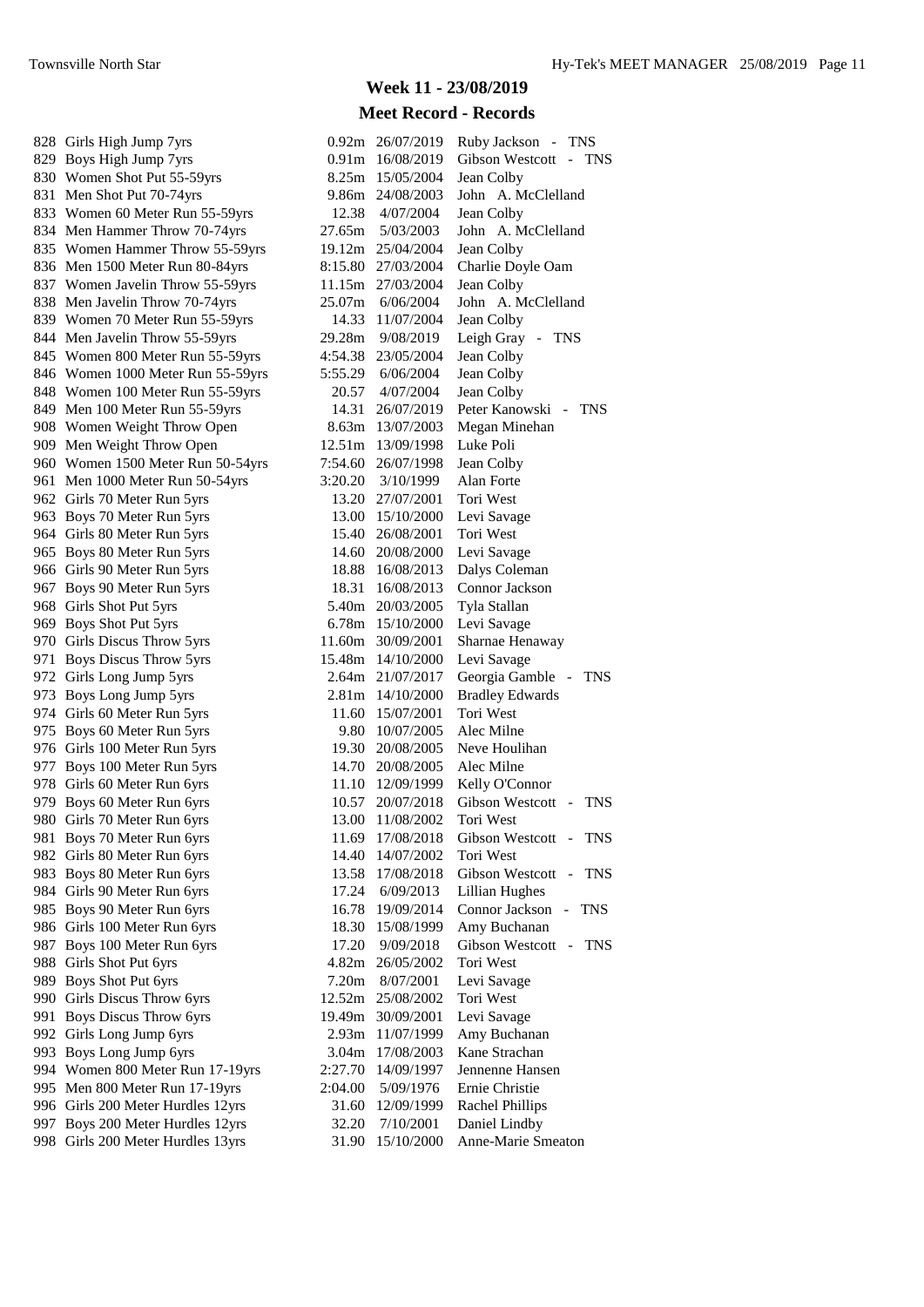## Week 11 - 23/08/2019

### Meet Record - Records

| | | | | |
|---|---|---|---|---|
| 828 | Girls High Jump 7yrs | 0.92m | 26/07/2019 | Ruby Jackson - TNS |
| 829 | Boys High Jump 7yrs | 0.91m | 16/08/2019 | Gibson Westcott - TNS |
| 830 | Women Shot Put 55-59yrs | 8.25m | 15/05/2004 | Jean Colby |
| 831 | Men Shot Put 70-74yrs | 9.86m | 24/08/2003 | John A. McClelland |
| 833 | Women 60 Meter Run 55-59yrs | 12.38 | 4/07/2004 | Jean Colby |
| 834 | Men Hammer Throw 70-74yrs | 27.65m | 5/03/2003 | John A. McClelland |
| 835 | Women Hammer Throw 55-59yrs | 19.12m | 25/04/2004 | Jean Colby |
| 836 | Men 1500 Meter Run 80-84yrs | 8:15.80 | 27/03/2004 | Charlie Doyle Oam |
| 837 | Women Javelin Throw 55-59yrs | 11.15m | 27/03/2004 | Jean Colby |
| 838 | Men Javelin Throw 70-74yrs | 25.07m | 6/06/2004 | John A. McClelland |
| 839 | Women 70 Meter Run 55-59yrs | 14.33 | 11/07/2004 | Jean Colby |
| 844 | Men Javelin Throw 55-59yrs | 29.28m | 9/08/2019 | Leigh Gray - TNS |
| 845 | Women 800 Meter Run 55-59yrs | 4:54.38 | 23/05/2004 | Jean Colby |
| 846 | Women 1000 Meter Run 55-59yrs | 5:55.29 | 6/06/2004 | Jean Colby |
| 848 | Women 100 Meter Run 55-59yrs | 20.57 | 4/07/2004 | Jean Colby |
| 849 | Men 100 Meter Run 55-59yrs | 14.31 | 26/07/2019 | Peter Kanowski - TNS |
| 908 | Women Weight Throw Open | 8.63m | 13/07/2003 | Megan Minehan |
| 909 | Men Weight Throw Open | 12.51m | 13/09/1998 | Luke Poli |
| 960 | Women 1500 Meter Run 50-54yrs | 7:54.60 | 26/07/1998 | Jean Colby |
| 961 | Men 1000 Meter Run 50-54yrs | 3:20.20 | 3/10/1999 | Alan Forte |
| 962 | Girls 70 Meter Run 5yrs | 13.20 | 27/07/2001 | Tori West |
| 963 | Boys 70 Meter Run 5yrs | 13.00 | 15/10/2000 | Levi Savage |
| 964 | Girls 80 Meter Run 5yrs | 15.40 | 26/08/2001 | Tori West |
| 965 | Boys 80 Meter Run 5yrs | 14.60 | 20/08/2000 | Levi Savage |
| 966 | Girls 90 Meter Run 5yrs | 18.88 | 16/08/2013 | Dalys Coleman |
| 967 | Boys 90 Meter Run 5yrs | 18.31 | 16/08/2013 | Connor Jackson |
| 968 | Girls Shot Put 5yrs | 5.40m | 20/03/2005 | Tyla Stallan |
| 969 | Boys Shot Put 5yrs | 6.78m | 15/10/2000 | Levi Savage |
| 970 | Girls Discus Throw 5yrs | 11.60m | 30/09/2001 | Sharnae Henaway |
| 971 | Boys Discus Throw 5yrs | 15.48m | 14/10/2000 | Levi Savage |
| 972 | Girls Long Jump 5yrs | 2.64m | 21/07/2017 | Georgia Gamble - TNS |
| 973 | Boys Long Jump 5yrs | 2.81m | 14/10/2000 | Bradley Edwards |
| 974 | Girls 60 Meter Run 5yrs | 11.60 | 15/07/2001 | Tori West |
| 975 | Boys 60 Meter Run 5yrs | 9.80 | 10/07/2005 | Alec Milne |
| 976 | Girls 100 Meter Run 5yrs | 19.30 | 20/08/2005 | Neve Houlihan |
| 977 | Boys 100 Meter Run 5yrs | 14.70 | 20/08/2005 | Alec Milne |
| 978 | Girls 60 Meter Run 6yrs | 11.10 | 12/09/1999 | Kelly O'Connor |
| 979 | Boys 60 Meter Run 6yrs | 10.57 | 20/07/2018 | Gibson Westcott - TNS |
| 980 | Girls 70 Meter Run 6yrs | 13.00 | 11/08/2002 | Tori West |
| 981 | Boys 70 Meter Run 6yrs | 11.69 | 17/08/2018 | Gibson Westcott - TNS |
| 982 | Girls 80 Meter Run 6yrs | 14.40 | 14/07/2002 | Tori West |
| 983 | Boys 80 Meter Run 6yrs | 13.58 | 17/08/2018 | Gibson Westcott - TNS |
| 984 | Girls 90 Meter Run 6yrs | 17.24 | 6/09/2013 | Lillian Hughes |
| 985 | Boys 90 Meter Run 6yrs | 16.78 | 19/09/2014 | Connor Jackson - TNS |
| 986 | Girls 100 Meter Run 6yrs | 18.30 | 15/08/1999 | Amy Buchanan |
| 987 | Boys 100 Meter Run 6yrs | 17.20 | 9/09/2018 | Gibson Westcott - TNS |
| 988 | Girls Shot Put 6yrs | 4.82m | 26/05/2002 | Tori West |
| 989 | Boys Shot Put 6yrs | 7.20m | 8/07/2001 | Levi Savage |
| 990 | Girls Discus Throw 6yrs | 12.52m | 25/08/2002 | Tori West |
| 991 | Boys Discus Throw 6yrs | 19.49m | 30/09/2001 | Levi Savage |
| 992 | Girls Long Jump 6yrs | 2.93m | 11/07/1999 | Amy Buchanan |
| 993 | Boys Long Jump 6yrs | 3.04m | 17/08/2003 | Kane Strachan |
| 994 | Women 800 Meter Run 17-19yrs | 2:27.70 | 14/09/1997 | Jennenne Hansen |
| 995 | Men 800 Meter Run 17-19yrs | 2:04.00 | 5/09/1976 | Ernie Christie |
| 996 | Girls 200 Meter Hurdles 12yrs | 31.60 | 12/09/1999 | Rachel Phillips |
| 997 | Boys 200 Meter Hurdles 12yrs | 32.20 | 7/10/2001 | Daniel Lindby |
| 998 | Girls 200 Meter Hurdles 13yrs | 31.90 | 15/10/2000 | Anne-Marie Smeaton |